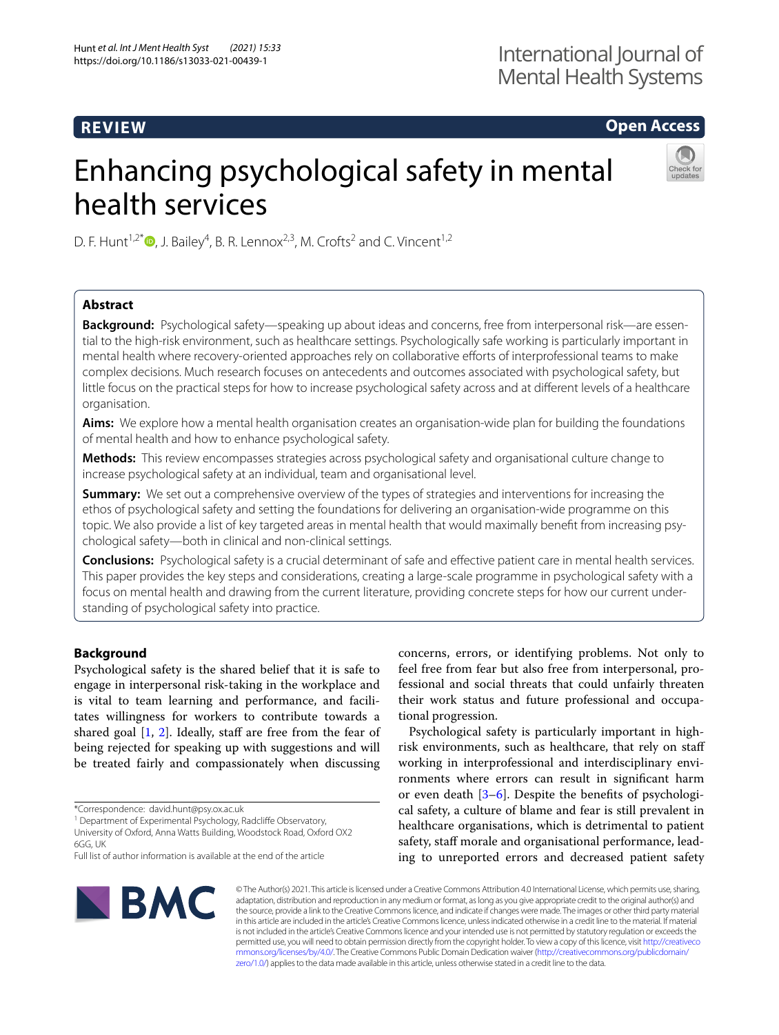REVIEW

Open Access

# Enhancing psychological safety in mental health services

D. F. Hunt[1,2*], J. Bailey[4], B. R. Lennox[2,3], M. Crofts[2] and C. Vincent[1,2]

## Abstract

**Background:** Psychological safety—speaking up about ideas and concerns, free from interpersonal risk—are essential to the high-risk environment, such as healthcare settings. Psychologically safe working is particularly important in mental health where recovery-oriented approaches rely on collaborative efforts of interprofessional teams to make complex decisions. Much research focuses on antecedents and outcomes associated with psychological safety, but little focus on the practical steps for how to increase psychological safety across and at different levels of a healthcare organisation.

**Aims:** We explore how a mental health organisation creates an organisation-wide plan for building the foundations of mental health and how to enhance psychological safety.

**Methods:** This review encompasses strategies across psychological safety and organisational culture change to increase psychological safety at an individual, team and organisational level.

**Summary:** We set out a comprehensive overview of the types of strategies and interventions for increasing the ethos of psychological safety and setting the foundations for delivering an organisation-wide programme on this topic. We also provide a list of key targeted areas in mental health that would maximally benefit from increasing psychological safety—both in clinical and non-clinical settings.

**Conclusions:** Psychological safety is a crucial determinant of safe and effective patient care in mental health services. This paper provides the key steps and considerations, creating a large-scale programme in psychological safety with a focus on mental health and drawing from the current literature, providing concrete steps for how our current understanding of psychological safety into practice.

## Background

Psychological safety is the shared belief that it is safe to engage in interpersonal risk-taking in the workplace and is vital to team learning and performance, and facilitates willingness for workers to contribute towards a shared goal [1, 2]. Ideally, staff are free from the fear of being rejected for speaking up with suggestions and will be treated fairly and compassionately when discussing concerns, errors, or identifying problems. Not only to feel free from fear but also free from interpersonal, professional and social threats that could unfairly threaten their work status and future professional and occupational progression.

Psychological safety is particularly important in high-risk environments, such as healthcare, that rely on staff working in interprofessional and interdisciplinary environments where errors can result in significant harm or even death [3–6]. Despite the benefits of psychological safety, a culture of blame and fear is still prevalent in healthcare organisations, which is detrimental to patient safety, staff morale and organisational performance, leading to unreported errors and decreased patient safety

*Correspondence: david.hunt@psy.ox.ac.uk
[1] Department of Experimental Psychology, Radcliffe Observatory, University of Oxford, Anna Watts Building, Woodstock Road, Oxford OX2 6GG, UK
Full list of author information is available at the end of the article

© The Author(s) 2021. This article is licensed under a Creative Commons Attribution 4.0 International License, which permits use, sharing, adaptation, distribution and reproduction in any medium or format, as long as you give appropriate credit to the original author(s) and the source, provide a link to the Creative Commons licence, and indicate if changes were made. The images or other third party material in this article are included in the article's Creative Commons licence, unless indicated otherwise in a credit line to the material. If material is not included in the article's Creative Commons licence and your intended use is not permitted by statutory regulation or exceeds the permitted use, you will need to obtain permission directly from the copyright holder. To view a copy of this licence, visit http://creativecommons.org/licenses/by/4.0/. The Creative Commons Public Domain Dedication waiver (http://creativecommons.org/publicdomain/zero/1.0/) applies to the data made available in this article, unless otherwise stated in a credit line to the data.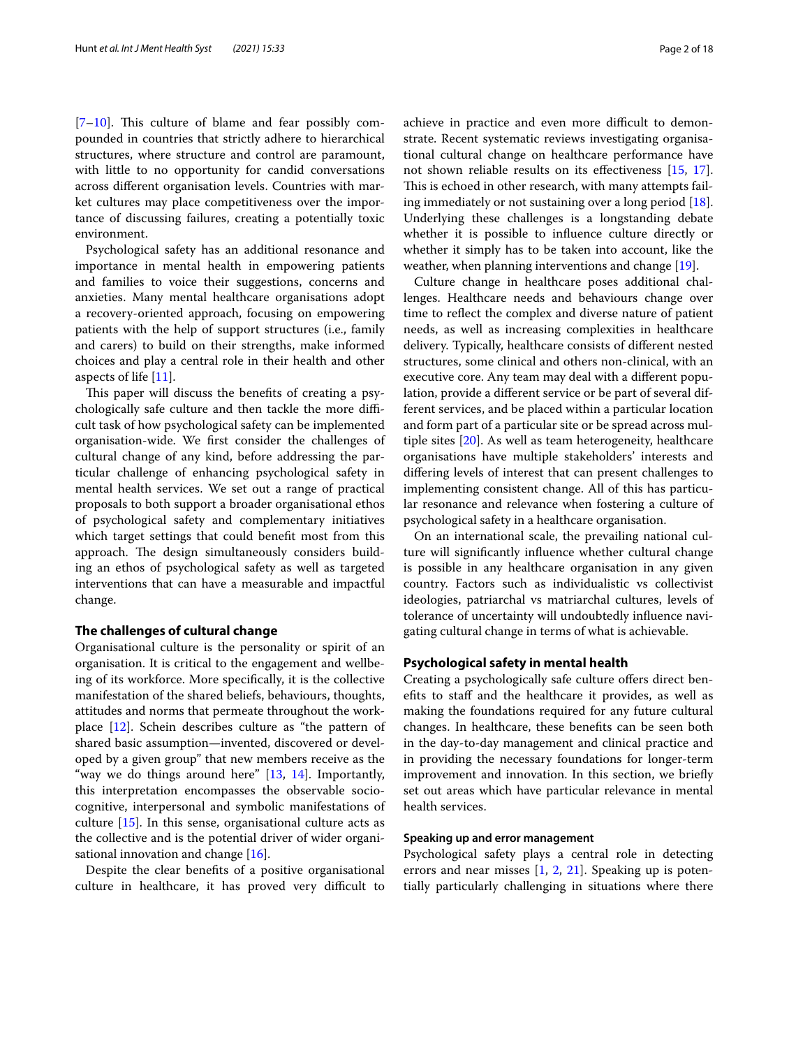[7–10]. This culture of blame and fear possibly compounded in countries that strictly adhere to hierarchical structures, where structure and control are paramount, with little to no opportunity for candid conversations across different organisation levels. Countries with market cultures may place competitiveness over the importance of discussing failures, creating a potentially toxic environment.

Psychological safety has an additional resonance and importance in mental health in empowering patients and families to voice their suggestions, concerns and anxieties. Many mental healthcare organisations adopt a recovery-oriented approach, focusing on empowering patients with the help of support structures (i.e., family and carers) to build on their strengths, make informed choices and play a central role in their health and other aspects of life [11].

This paper will discuss the benefits of creating a psychologically safe culture and then tackle the more difficult task of how psychological safety can be implemented organisation-wide. We first consider the challenges of cultural change of any kind, before addressing the particular challenge of enhancing psychological safety in mental health services. We set out a range of practical proposals to both support a broader organisational ethos of psychological safety and complementary initiatives which target settings that could benefit most from this approach. The design simultaneously considers building an ethos of psychological safety as well as targeted interventions that can have a measurable and impactful change.

## The challenges of cultural change

Organisational culture is the personality or spirit of an organisation. It is critical to the engagement and wellbeing of its workforce. More specifically, it is the collective manifestation of the shared beliefs, behaviours, thoughts, attitudes and norms that permeate throughout the workplace [12]. Schein describes culture as "the pattern of shared basic assumption—invented, discovered or developed by a given group" that new members receive as the "way we do things around here" [13, 14]. Importantly, this interpretation encompasses the observable socio-cognitive, interpersonal and symbolic manifestations of culture [15]. In this sense, organisational culture acts as the collective and is the potential driver of wider organisational innovation and change [16].

Despite the clear benefits of a positive organisational culture in healthcare, it has proved very difficult to achieve in practice and even more difficult to demonstrate. Recent systematic reviews investigating organisational cultural change on healthcare performance have not shown reliable results on its effectiveness [15, 17]. This is echoed in other research, with many attempts failing immediately or not sustaining over a long period [18]. Underlying these challenges is a longstanding debate whether it is possible to influence culture directly or whether it simply has to be taken into account, like the weather, when planning interventions and change [19].

Culture change in healthcare poses additional challenges. Healthcare needs and behaviours change over time to reflect the complex and diverse nature of patient needs, as well as increasing complexities in healthcare delivery. Typically, healthcare consists of different nested structures, some clinical and others non-clinical, with an executive core. Any team may deal with a different population, provide a different service or be part of several different services, and be placed within a particular location and form part of a particular site or be spread across multiple sites [20]. As well as team heterogeneity, healthcare organisations have multiple stakeholders' interests and differing levels of interest that can present challenges to implementing consistent change. All of this has particular resonance and relevance when fostering a culture of psychological safety in a healthcare organisation.

On an international scale, the prevailing national culture will significantly influence whether cultural change is possible in any healthcare organisation in any given country. Factors such as individualistic vs collectivist ideologies, patriarchal vs matriarchal cultures, levels of tolerance of uncertainty will undoubtedly influence navigating cultural change in terms of what is achievable.

## Psychological safety in mental health

Creating a psychologically safe culture offers direct benefits to staff and the healthcare it provides, as well as making the foundations required for any future cultural changes. In healthcare, these benefits can be seen both in the day-to-day management and clinical practice and in providing the necessary foundations for longer-term improvement and innovation. In this section, we briefly set out areas which have particular relevance in mental health services.

### Speaking up and error management

Psychological safety plays a central role in detecting errors and near misses [1, 2, 21]. Speaking up is potentially particularly challenging in situations where there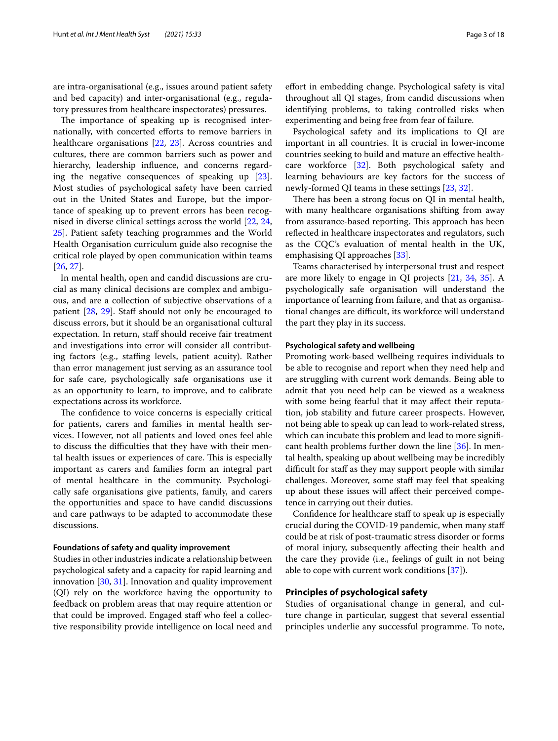are intra-organisational (e.g., issues around patient safety and bed capacity) and inter-organisational (e.g., regulatory pressures from healthcare inspectorates) pressures.

The importance of speaking up is recognised internationally, with concerted efforts to remove barriers in healthcare organisations [22, 23]. Across countries and cultures, there are common barriers such as power and hierarchy, leadership influence, and concerns regarding the negative consequences of speaking up [23]. Most studies of psychological safety have been carried out in the United States and Europe, but the importance of speaking up to prevent errors has been recognised in diverse clinical settings across the world [22, 24, 25]. Patient safety teaching programmes and the World Health Organisation curriculum guide also recognise the critical role played by open communication within teams [26, 27].

In mental health, open and candid discussions are crucial as many clinical decisions are complex and ambiguous, and are a collection of subjective observations of a patient [28, 29]. Staff should not only be encouraged to discuss errors, but it should be an organisational cultural expectation. In return, staff should receive fair treatment and investigations into error will consider all contributing factors (e.g., staffing levels, patient acuity). Rather than error management just serving as an assurance tool for safe care, psychologically safe organisations use it as an opportunity to learn, to improve, and to calibrate expectations across its workforce.

The confidence to voice concerns is especially critical for patients, carers and families in mental health services. However, not all patients and loved ones feel able to discuss the difficulties that they have with their mental health issues or experiences of care. This is especially important as carers and families form an integral part of mental healthcare in the community. Psychologically safe organisations give patients, family, and carers the opportunities and space to have candid discussions and care pathways to be adapted to accommodate these discussions.

#### Foundations of safety and quality improvement

Studies in other industries indicate a relationship between psychological safety and a capacity for rapid learning and innovation [30, 31]. Innovation and quality improvement (QI) rely on the workforce having the opportunity to feedback on problem areas that may require attention or that could be improved. Engaged staff who feel a collective responsibility provide intelligence on local need and effort in embedding change. Psychological safety is vital throughout all QI stages, from candid discussions when identifying problems, to taking controlled risks when experimenting and being free from fear of failure.

Psychological safety and its implications to QI are important in all countries. It is crucial in lower-income countries seeking to build and mature an effective healthcare workforce [32]. Both psychological safety and learning behaviours are key factors for the success of newly-formed QI teams in these settings [23, 32].

There has been a strong focus on QI in mental health, with many healthcare organisations shifting from away from assurance-based reporting. This approach has been reflected in healthcare inspectorates and regulators, such as the CQC's evaluation of mental health in the UK, emphasising QI approaches [33].

Teams characterised by interpersonal trust and respect are more likely to engage in QI projects [21, 34, 35]. A psychologically safe organisation will understand the importance of learning from failure, and that as organisational changes are difficult, its workforce will understand the part they play in its success.

#### Psychological safety and wellbeing

Promoting work-based wellbeing requires individuals to be able to recognise and report when they need help and are struggling with current work demands. Being able to admit that you need help can be viewed as a weakness with some being fearful that it may affect their reputation, job stability and future career prospects. However, not being able to speak up can lead to work-related stress, which can incubate this problem and lead to more significant health problems further down the line [36]. In mental health, speaking up about wellbeing may be incredibly difficult for staff as they may support people with similar challenges. Moreover, some staff may feel that speaking up about these issues will affect their perceived competence in carrying out their duties.

Confidence for healthcare staff to speak up is especially crucial during the COVID-19 pandemic, when many staff could be at risk of post-traumatic stress disorder or forms of moral injury, subsequently affecting their health and the care they provide (i.e., feelings of guilt in not being able to cope with current work conditions [37]).

### Principles of psychological safety

Studies of organisational change in general, and culture change in particular, suggest that several essential principles underlie any successful programme. To note,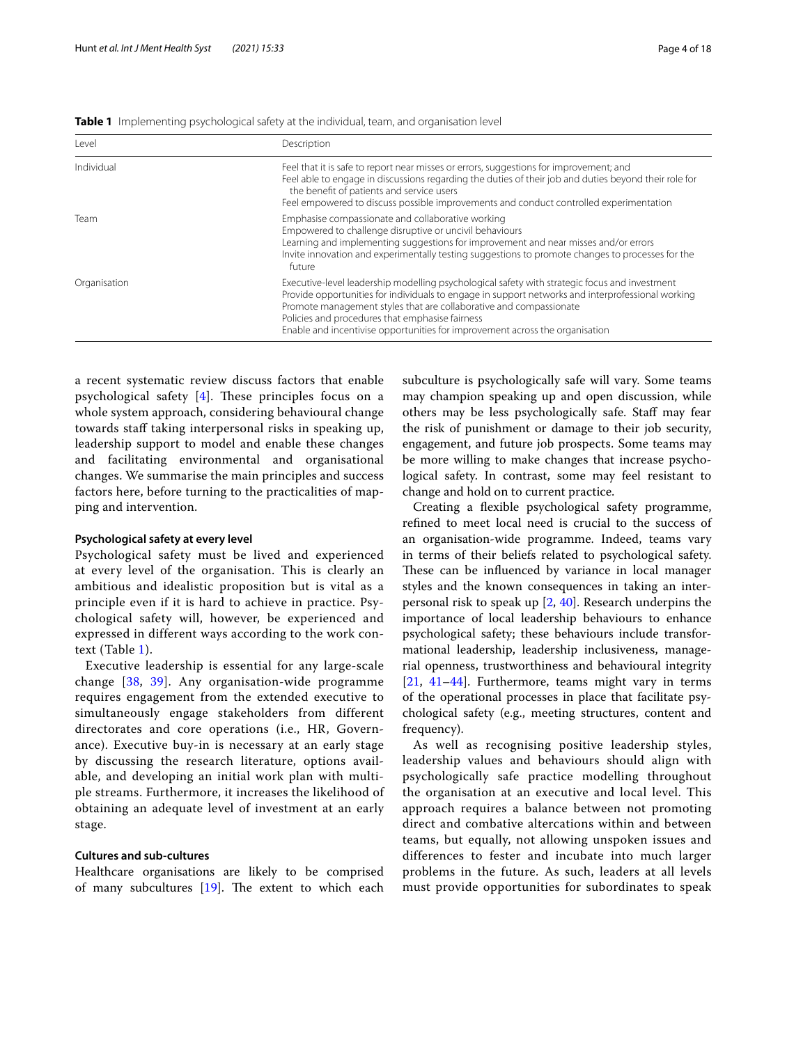**Table 1** Implementing psychological safety at the individual, team, and organisation level

| Level | Description |
| --- | --- |
| Individual | Feel that it is safe to report near misses or errors, suggestions for improvement; and<br>Feel able to engage in discussions regarding the duties of their job and duties beyond their role for the benefit of patients and service users<br>Feel empowered to discuss possible improvements and conduct controlled experimentation |
| Team | Emphasise compassionate and collaborative working<br>Empowered to challenge disruptive or uncivil behaviours<br>Learning and implementing suggestions for improvement and near misses and/or errors<br>Invite innovation and experimentally testing suggestions to promote changes to processes for the future |
| Organisation | Executive-level leadership modelling psychological safety with strategic focus and investment<br>Provide opportunities for individuals to engage in support networks and interprofessional working<br>Promote management styles that are collaborative and compassionate<br>Policies and procedures that emphasise fairness<br>Enable and incentivise opportunities for improvement across the organisation |

a recent systematic review discuss factors that enable psychological safety [4]. These principles focus on a whole system approach, considering behavioural change towards staff taking interpersonal risks in speaking up, leadership support to model and enable these changes and facilitating environmental and organisational changes. We summarise the main principles and success factors here, before turning to the practicalities of mapping and intervention.

#### Psychological safety at every level

Psychological safety must be lived and experienced at every level of the organisation. This is clearly an ambitious and idealistic proposition but is vital as a principle even if it is hard to achieve in practice. Psychological safety will, however, be experienced and expressed in different ways according to the work context (Table 1).

Executive leadership is essential for any large-scale change [38, 39]. Any organisation-wide programme requires engagement from the extended executive to simultaneously engage stakeholders from different directorates and core operations (i.e., HR, Governance). Executive buy-in is necessary at an early stage by discussing the research literature, options available, and developing an initial work plan with multiple streams. Furthermore, it increases the likelihood of obtaining an adequate level of investment at an early stage.

#### Cultures and sub-cultures

Healthcare organisations are likely to be comprised of many subcultures [19]. The extent to which each subculture is psychologically safe will vary. Some teams may champion speaking up and open discussion, while others may be less psychologically safe. Staff may fear the risk of punishment or damage to their job security, engagement, and future job prospects. Some teams may be more willing to make changes that increase psychological safety. In contrast, some may feel resistant to change and hold on to current practice.

Creating a flexible psychological safety programme, refined to meet local need is crucial to the success of an organisation-wide programme. Indeed, teams vary in terms of their beliefs related to psychological safety. These can be influenced by variance in local manager styles and the known consequences in taking an interpersonal risk to speak up [2, 40]. Research underpins the importance of local leadership behaviours to enhance psychological safety; these behaviours include transformational leadership, leadership inclusiveness, managerial openness, trustworthiness and behavioural integrity [21, 41–44]. Furthermore, teams might vary in terms of the operational processes in place that facilitate psychological safety (e.g., meeting structures, content and frequency).

As well as recognising positive leadership styles, leadership values and behaviours should align with psychologically safe practice modelling throughout the organisation at an executive and local level. This approach requires a balance between not promoting direct and combative altercations within and between teams, but equally, not allowing unspoken issues and differences to fester and incubate into much larger problems in the future. As such, leaders at all levels must provide opportunities for subordinates to speak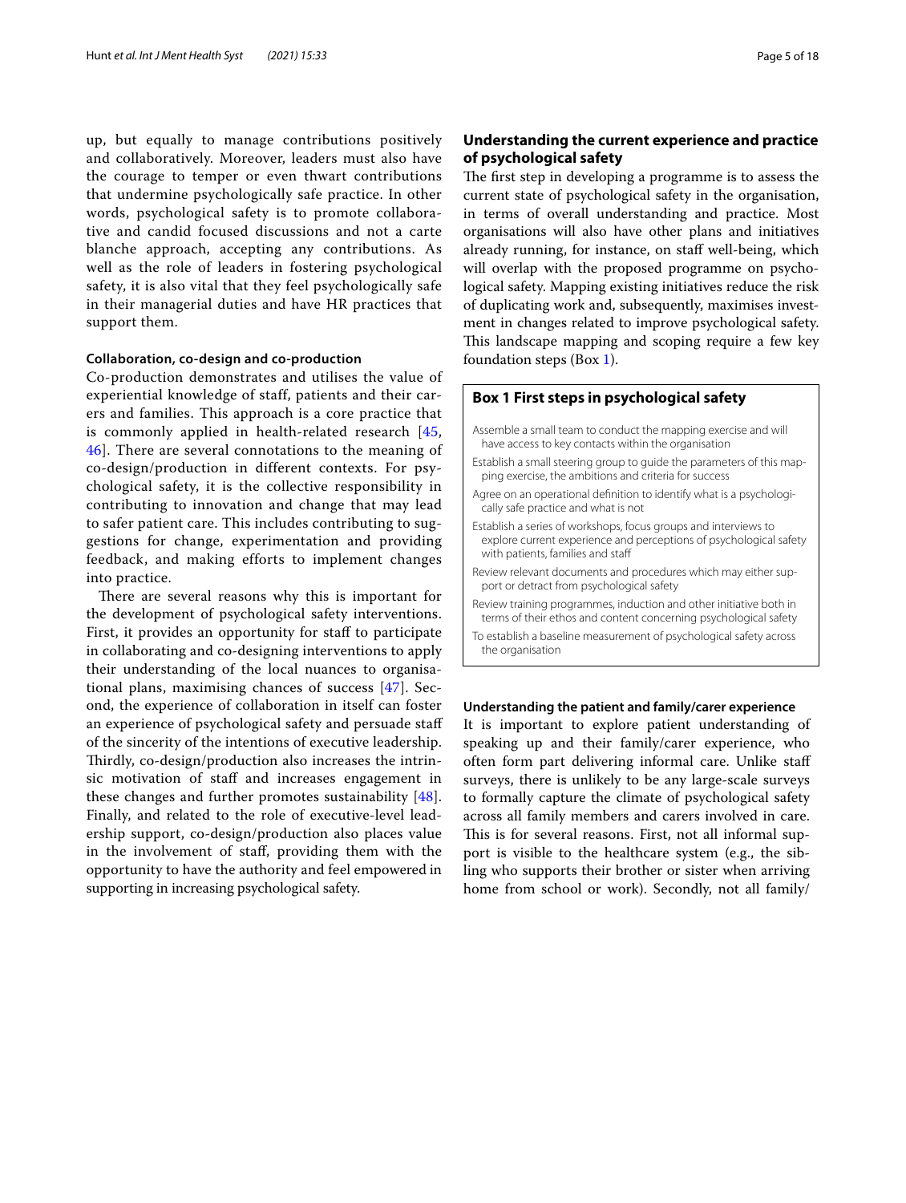up, but equally to manage contributions positively and collaboratively. Moreover, leaders must also have the courage to temper or even thwart contributions that undermine psychologically safe practice. In other words, psychological safety is to promote collaborative and candid focused discussions and not a carte blanche approach, accepting any contributions. As well as the role of leaders in fostering psychological safety, it is also vital that they feel psychologically safe in their managerial duties and have HR practices that support them.

#### Collaboration, co-design and co-production

Co-production demonstrates and utilises the value of experiential knowledge of staff, patients and their carers and families. This approach is a core practice that is commonly applied in health-related research [45, 46]. There are several connotations to the meaning of co-design/production in different contexts. For psychological safety, it is the collective responsibility in contributing to innovation and change that may lead to safer patient care. This includes contributing to suggestions for change, experimentation and providing feedback, and making efforts to implement changes into practice.

There are several reasons why this is important for the development of psychological safety interventions. First, it provides an opportunity for staff to participate in collaborating and co-designing interventions to apply their understanding of the local nuances to organisational plans, maximising chances of success [47]. Second, the experience of collaboration in itself can foster an experience of psychological safety and persuade staff of the sincerity of the intentions of executive leadership. Thirdly, co-design/production also increases the intrinsic motivation of staff and increases engagement in these changes and further promotes sustainability [48]. Finally, and related to the role of executive-level leadership support, co-design/production also places value in the involvement of staff, providing them with the opportunity to have the authority and feel empowered in supporting in increasing psychological safety.

### Understanding the current experience and practice of psychological safety

The first step in developing a programme is to assess the current state of psychological safety in the organisation, in terms of overall understanding and practice. Most organisations will also have other plans and initiatives already running, for instance, on staff well-being, which will overlap with the proposed programme on psychological safety. Mapping existing initiatives reduce the risk of duplicating work and, subsequently, maximises investment in changes related to improve psychological safety. This landscape mapping and scoping require a few key foundation steps (Box 1).

**Box 1 First steps in psychological safety**

- Assemble a small team to conduct the mapping exercise and will have access to key contacts within the organisation
- Establish a small steering group to guide the parameters of this mapping exercise, the ambitions and criteria for success
- Agree on an operational definition to identify what is a psychologically safe practice and what is not
- Establish a series of workshops, focus groups and interviews to explore current experience and perceptions of psychological safety with patients, families and staff
- Review relevant documents and procedures which may either support or detract from psychological safety
- Review training programmes, induction and other initiative both in terms of their ethos and content concerning psychological safety
- To establish a baseline measurement of psychological safety across the organisation

#### Understanding the patient and family/carer experience

It is important to explore patient understanding of speaking up and their family/carer experience, who often form part delivering informal care. Unlike staff surveys, there is unlikely to be any large-scale surveys to formally capture the climate of psychological safety across all family members and carers involved in care. This is for several reasons. First, not all informal support is visible to the healthcare system (e.g., the sibling who supports their brother or sister when arriving home from school or work). Secondly, not all family/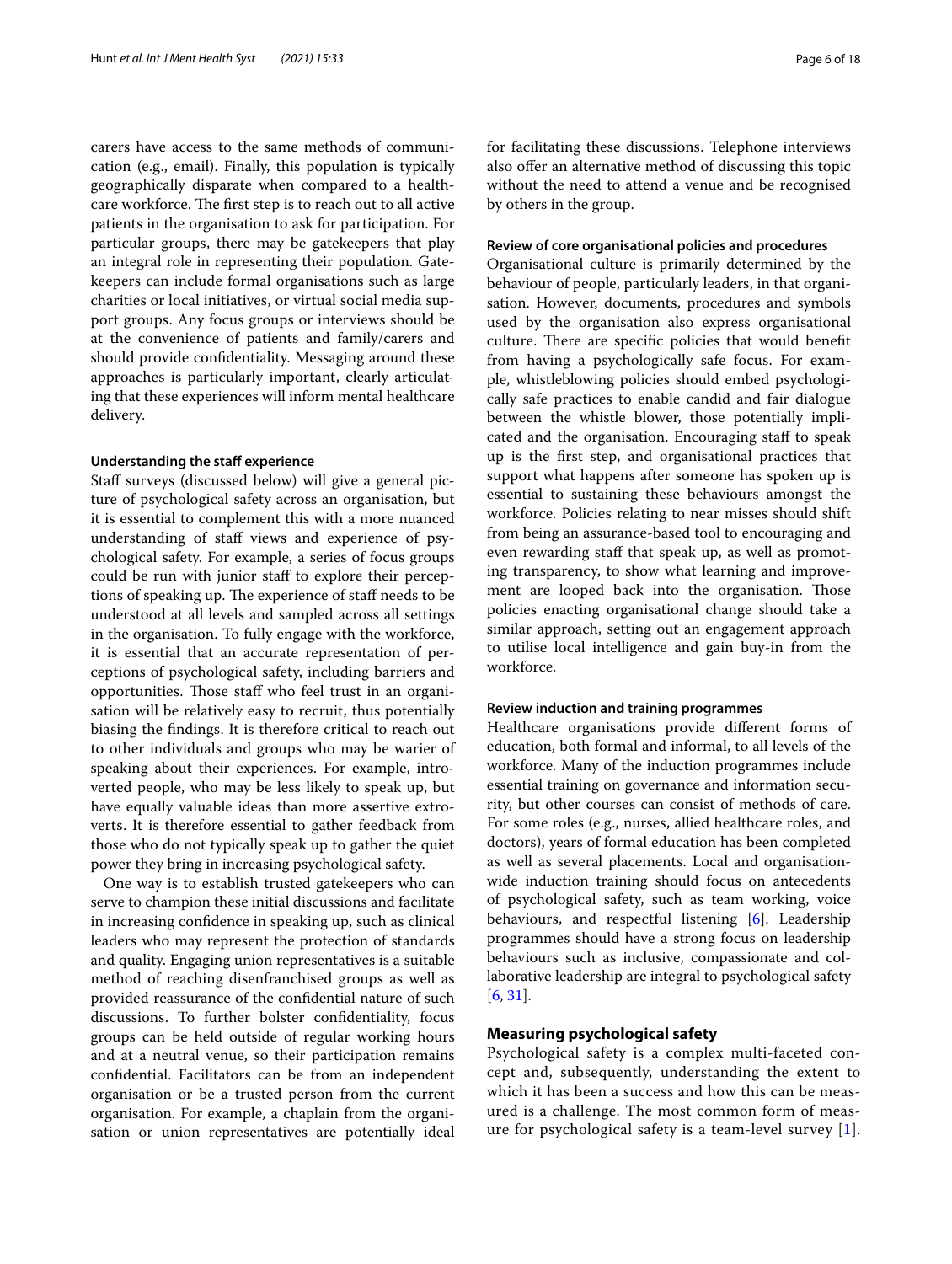carers have access to the same methods of communication (e.g., email). Finally, this population is typically geographically disparate when compared to a healthcare workforce. The first step is to reach out to all active patients in the organisation to ask for participation. For particular groups, there may be gatekeepers that play an integral role in representing their population. Gatekeepers can include formal organisations such as large charities or local initiatives, or virtual social media support groups. Any focus groups or interviews should be at the convenience of patients and family/carers and should provide confidentiality. Messaging around these approaches is particularly important, clearly articulating that these experiences will inform mental healthcare delivery.

#### Understanding the staff experience

Staff surveys (discussed below) will give a general picture of psychological safety across an organisation, but it is essential to complement this with a more nuanced understanding of staff views and experience of psychological safety. For example, a series of focus groups could be run with junior staff to explore their perceptions of speaking up. The experience of staff needs to be understood at all levels and sampled across all settings in the organisation. To fully engage with the workforce, it is essential that an accurate representation of perceptions of psychological safety, including barriers and opportunities. Those staff who feel trust in an organisation will be relatively easy to recruit, thus potentially biasing the findings. It is therefore critical to reach out to other individuals and groups who may be warier of speaking about their experiences. For example, introverted people, who may be less likely to speak up, but have equally valuable ideas than more assertive extroverts. It is therefore essential to gather feedback from those who do not typically speak up to gather the quiet power they bring in increasing psychological safety.

One way is to establish trusted gatekeepers who can serve to champion these initial discussions and facilitate in increasing confidence in speaking up, such as clinical leaders who may represent the protection of standards and quality. Engaging union representatives is a suitable method of reaching disenfranchised groups as well as provided reassurance of the confidential nature of such discussions. To further bolster confidentiality, focus groups can be held outside of regular working hours and at a neutral venue, so their participation remains confidential. Facilitators can be from an independent organisation or be a trusted person from the current organisation. For example, a chaplain from the organisation or union representatives are potentially ideal for facilitating these discussions. Telephone interviews also offer an alternative method of discussing this topic without the need to attend a venue and be recognised by others in the group.

#### Review of core organisational policies and procedures

Organisational culture is primarily determined by the behaviour of people, particularly leaders, in that organisation. However, documents, procedures and symbols used by the organisation also express organisational culture. There are specific policies that would benefit from having a psychologically safe focus. For example, whistleblowing policies should embed psychologically safe practices to enable candid and fair dialogue between the whistle blower, those potentially implicated and the organisation. Encouraging staff to speak up is the first step, and organisational practices that support what happens after someone has spoken up is essential to sustaining these behaviours amongst the workforce. Policies relating to near misses should shift from being an assurance-based tool to encouraging and even rewarding staff that speak up, as well as promoting transparency, to show what learning and improvement are looped back into the organisation. Those policies enacting organisational change should take a similar approach, setting out an engagement approach to utilise local intelligence and gain buy-in from the workforce.

#### Review induction and training programmes

Healthcare organisations provide different forms of education, both formal and informal, to all levels of the workforce. Many of the induction programmes include essential training on governance and information security, but other courses can consist of methods of care. For some roles (e.g., nurses, allied healthcare roles, and doctors), years of formal education has been completed as well as several placements. Local and organisation-wide induction training should focus on antecedents of psychological safety, such as team working, voice behaviours, and respectful listening [6]. Leadership programmes should have a strong focus on leadership behaviours such as inclusive, compassionate and collaborative leadership are integral to psychological safety [6, 31].

## Measuring psychological safety

Psychological safety is a complex multi-faceted concept and, subsequently, understanding the extent to which it has been a success and how this can be measured is a challenge. The most common form of measure for psychological safety is a team-level survey [1].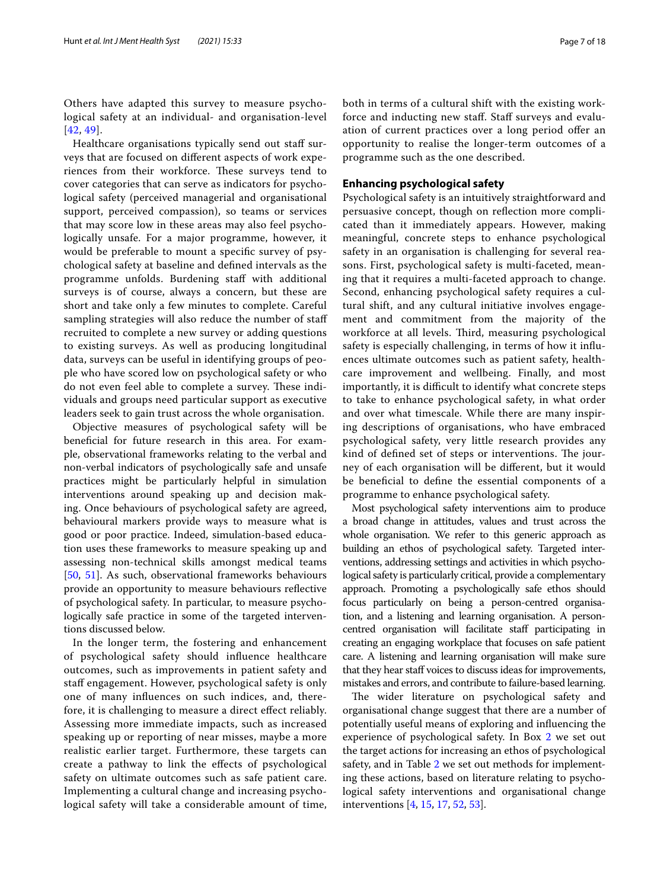Others have adapted this survey to measure psychological safety at an individual- and organisation-level [42, 49].

Healthcare organisations typically send out staff surveys that are focused on different aspects of work experiences from their workforce. These surveys tend to cover categories that can serve as indicators for psychological safety (perceived managerial and organisational support, perceived compassion), so teams or services that may score low in these areas may also feel psychologically unsafe. For a major programme, however, it would be preferable to mount a specific survey of psychological safety at baseline and defined intervals as the programme unfolds. Burdening staff with additional surveys is of course, always a concern, but these are short and take only a few minutes to complete. Careful sampling strategies will also reduce the number of staff recruited to complete a new survey or adding questions to existing surveys. As well as producing longitudinal data, surveys can be useful in identifying groups of people who have scored low on psychological safety or who do not even feel able to complete a survey. These individuals and groups need particular support as executive leaders seek to gain trust across the whole organisation.

Objective measures of psychological safety will be beneficial for future research in this area. For example, observational frameworks relating to the verbal and non-verbal indicators of psychologically safe and unsafe practices might be particularly helpful in simulation interventions around speaking up and decision making. Once behaviours of psychological safety are agreed, behavioural markers provide ways to measure what is good or poor practice. Indeed, simulation-based education uses these frameworks to measure speaking up and assessing non-technical skills amongst medical teams [50, 51]. As such, observational frameworks behaviours provide an opportunity to measure behaviours reflective of psychological safety. In particular, to measure psychologically safe practice in some of the targeted interventions discussed below.

In the longer term, the fostering and enhancement of psychological safety should influence healthcare outcomes, such as improvements in patient safety and staff engagement. However, psychological safety is only one of many influences on such indices, and, therefore, it is challenging to measure a direct effect reliably. Assessing more immediate impacts, such as increased speaking up or reporting of near misses, maybe a more realistic earlier target. Furthermore, these targets can create a pathway to link the effects of psychological safety on ultimate outcomes such as safe patient care. Implementing a cultural change and increasing psychological safety will take a considerable amount of time, both in terms of a cultural shift with the existing workforce and inducting new staff. Staff surveys and evaluation of current practices over a long period offer an opportunity to realise the longer-term outcomes of a programme such as the one described.

## Enhancing psychological safety

Psychological safety is an intuitively straightforward and persuasive concept, though on reflection more complicated than it immediately appears. However, making meaningful, concrete steps to enhance psychological safety in an organisation is challenging for several reasons. First, psychological safety is multi-faceted, meaning that it requires a multi-faceted approach to change. Second, enhancing psychological safety requires a cultural shift, and any cultural initiative involves engagement and commitment from the majority of the workforce at all levels. Third, measuring psychological safety is especially challenging, in terms of how it influences ultimate outcomes such as patient safety, healthcare improvement and wellbeing. Finally, and most importantly, it is difficult to identify what concrete steps to take to enhance psychological safety, in what order and over what timescale. While there are many inspiring descriptions of organisations, who have embraced psychological safety, very little research provides any kind of defined set of steps or interventions. The journey of each organisation will be different, but it would be beneficial to define the essential components of a programme to enhance psychological safety.

Most psychological safety interventions aim to produce a broad change in attitudes, values and trust across the whole organisation. We refer to this generic approach as building an ethos of psychological safety. Targeted interventions, addressing settings and activities in which psychological safety is particularly critical, provide a complementary approach. Promoting a psychologically safe ethos should focus particularly on being a person-centred organisation, and a listening and learning organisation. A person-centred organisation will facilitate staff participating in creating an engaging workplace that focuses on safe patient care. A listening and learning organisation will make sure that they hear staff voices to discuss ideas for improvements, mistakes and errors, and contribute to failure-based learning.

The wider literature on psychological safety and organisational change suggest that there are a number of potentially useful means of exploring and influencing the experience of psychological safety. In Box 2 we set out the target actions for increasing an ethos of psychological safety, and in Table 2 we set out methods for implementing these actions, based on literature relating to psychological safety interventions and organisational change interventions [4, 15, 17, 52, 53].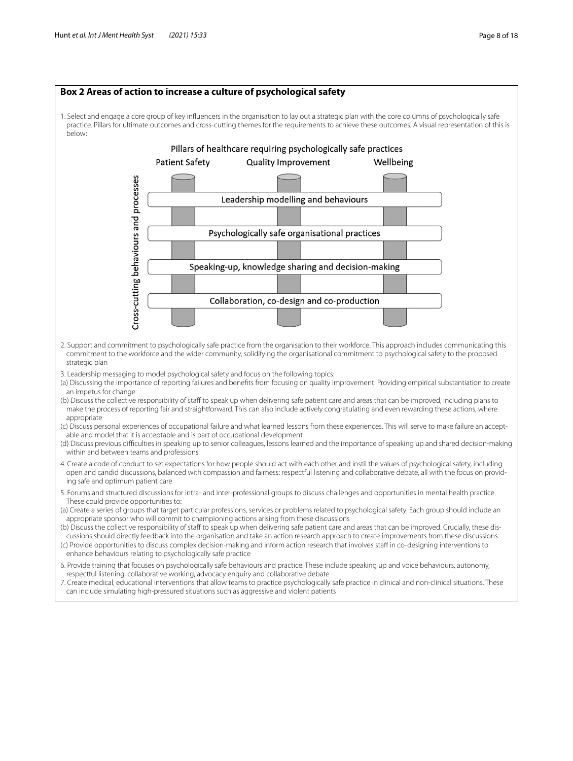## Box 2 Areas of action to increase a culture of psychological safety

1. Select and engage a core group of key influencers in the organisation to lay out a strategic plan with the core columns of psychologically safe practice. Pillars for ultimate outcomes and cross-cutting themes for the requirements to achieve these outcomes. A visual representation of this is below:

Pillars of healthcare requiring psychologically safe practices

Patient Safety — Quality Improvement — Wellbeing

Cross-cutting behaviours and processes:

- Leadership modelling and behaviours
- Psychologically safe organisational practices
- Speaking-up, knowledge sharing and decision-making
- Collaboration, co-design and co-production

2. Support and commitment to psychologically safe practice from the organisation to their workforce. This approach includes communicating this commitment to the workforce and the wider community, solidifying the organisational commitment to psychological safety to the proposed strategic plan

3. Leadership messaging to model psychological safety and focus on the following topics:

(a) Discussing the importance of reporting failures and benefits from focusing on quality improvement. Providing empirical substantiation to create an impetus for change

(b) Discuss the collective responsibility of staff to speak up when delivering safe patient care and areas that can be improved, including plans to make the process of reporting fair and straightforward. This can also include actively congratulating and even rewarding these actions, where appropriate

(c) Discuss personal experiences of occupational failure and what learned lessons from these experiences. This will serve to make failure an acceptable and model that it is acceptable and is part of occupational development

(d) Discuss previous difficulties in speaking up to senior colleagues, lessons learned and the importance of speaking up and shared decision-making within and between teams and professions

4. Create a code of conduct to set expectations for how people should act with each other and instil the values of psychological safety, including open and candid discussions, balanced with compassion and fairness: respectful listening and collaborative debate, all with the focus on providing safe and optimum patient care

5. Forums and structured discussions for intra- and inter-professional groups to discuss challenges and opportunities in mental health practice. These could provide opportunities to:

(a) Create a series of groups that target particular professions, services or problems related to psychological safety. Each group should include an appropriate sponsor who will commit to championing actions arising from these discussions

(b) Discuss the collective responsibility of staff to speak up when delivering safe patient care and areas that can be improved. Crucially, these discussions should directly feedback into the organisation and take an action research approach to create improvements from these discussions

(c) Provide opportunities to discuss complex decision-making and inform action research that involves staff in co-designing interventions to enhance behaviours relating to psychologically safe practice

6. Provide training that focuses on psychologically safe behaviours and practice. These include speaking up and voice behaviours, autonomy, respectful listening, collaborative working, advocacy enquiry and collaborative debate

7. Create medical, educational interventions that allow teams to practice psychologically safe practice in clinical and non-clinical situations. These can include simulating high-pressured situations such as aggressive and violent patients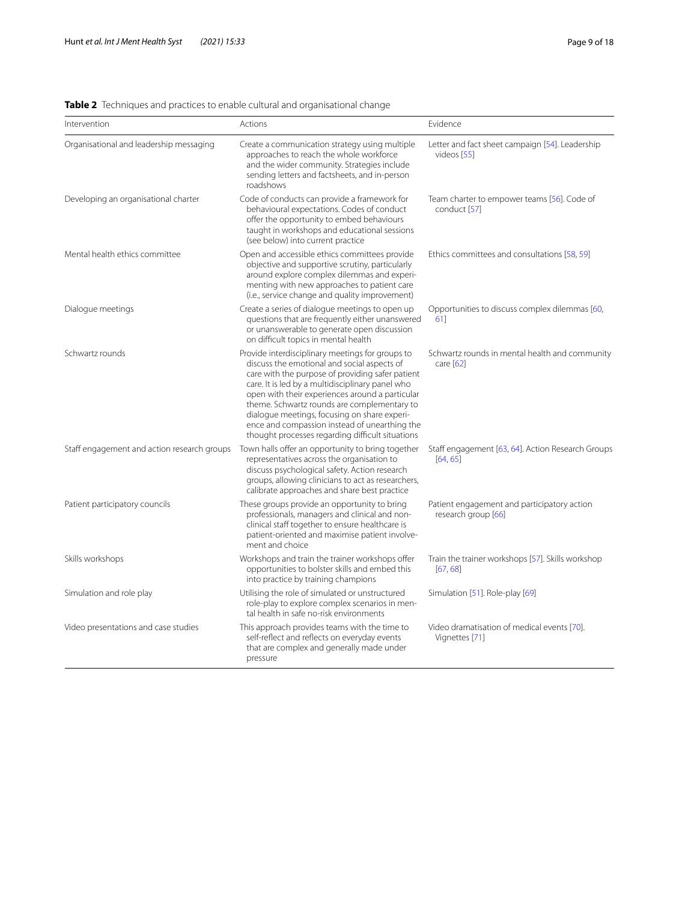**Table 2** Techniques and practices to enable cultural and organisational change

| Intervention | Actions | Evidence |
|---|---|---|
| Organisational and leadership messaging | Create a communication strategy using multiple approaches to reach the whole workforce and the wider community. Strategies include sending letters and factsheets, and in-person roadshows | Letter and fact sheet campaign [54]. Leadership videos [55] |
| Developing an organisational charter | Code of conducts can provide a framework for behavioural expectations. Codes of conduct offer the opportunity to embed behaviours taught in workshops and educational sessions (see below) into current practice | Team charter to empower teams [56]. Code of conduct [57] |
| Mental health ethics committee | Open and accessible ethics committees provide objective and supportive scrutiny, particularly around explore complex dilemmas and experimenting with new approaches to patient care (i.e., service change and quality improvement) | Ethics committees and consultations [58, 59] |
| Dialogue meetings | Create a series of dialogue meetings to open up questions that are frequently either unanswered or unanswerable to generate open discussion on difficult topics in mental health | Opportunities to discuss complex dilemmas [60, 61] |
| Schwartz rounds | Provide interdisciplinary meetings for groups to discuss the emotional and social aspects of care with the purpose of providing safer patient care. It is led by a multidisciplinary panel who open with their experiences around a particular theme. Schwartz rounds are complementary to dialogue meetings, focusing on share experience and compassion instead of unearthing the thought processes regarding difficult situations | Schwartz rounds in mental health and community care [62] |
| Staff engagement and action research groups | Town halls offer an opportunity to bring together representatives across the organisation to discuss psychological safety. Action research groups, allowing clinicians to act as researchers, calibrate approaches and share best practice | Staff engagement [63, 64]. Action Research Groups [64, 65] |
| Patient participatory councils | These groups provide an opportunity to bring professionals, managers and clinical and non-clinical staff together to ensure healthcare is patient-oriented and maximise patient involvement and choice | Patient engagement and participatory action research group [66] |
| Skills workshops | Workshops and train the trainer workshops offer opportunities to bolster skills and embed this into practice by training champions | Train the trainer workshops [57]. Skills workshop [67, 68] |
| Simulation and role play | Utilising the role of simulated or unstructured role-play to explore complex scenarios in mental health in safe no-risk environments | Simulation [51]. Role-play [69] |
| Video presentations and case studies | This approach provides teams with the time to self-reflect and reflects on everyday events that are complex and generally made under pressure | Video dramatisation of medical events [70]. Vignettes [71] |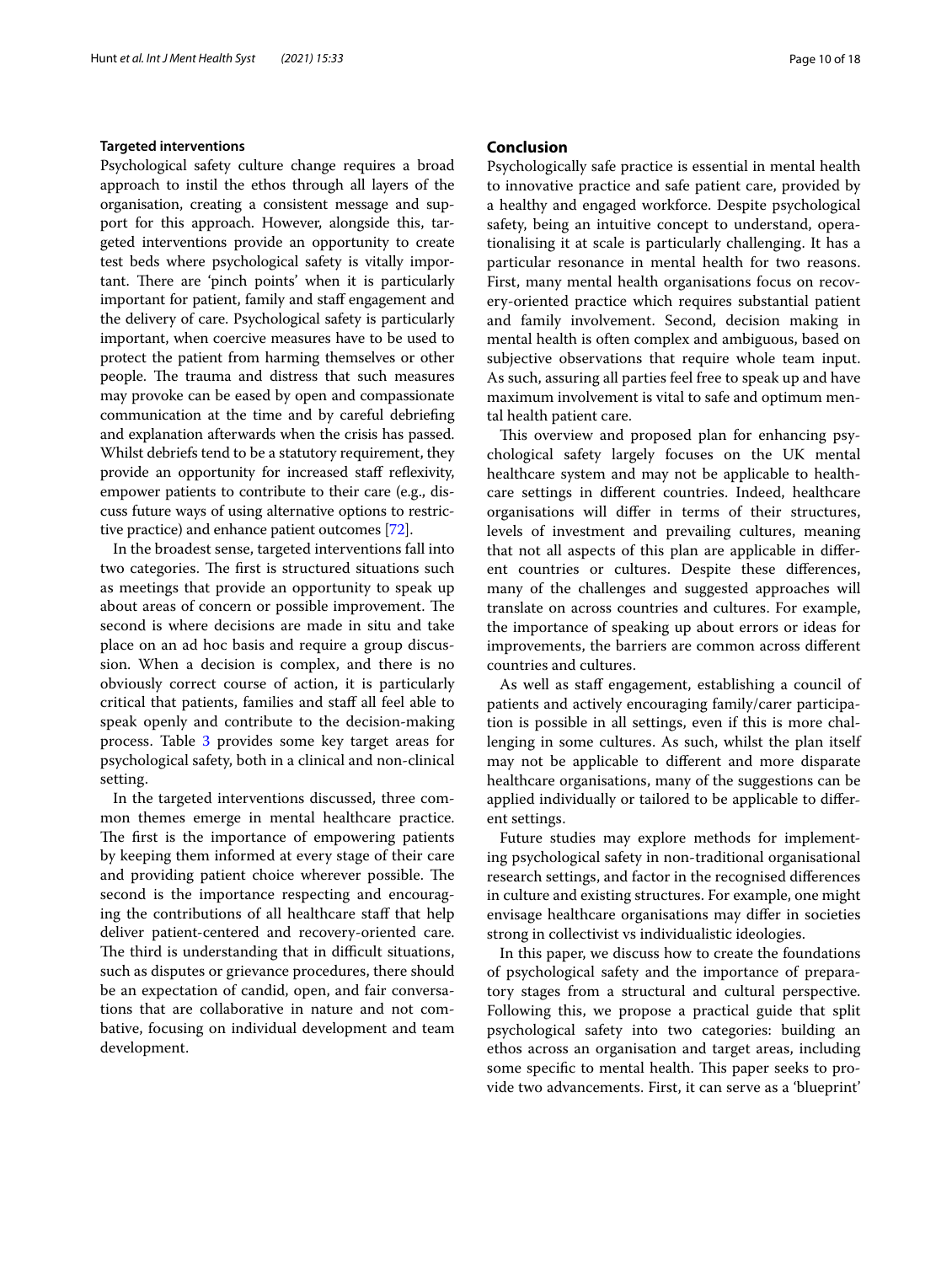### Targeted interventions

Psychological safety culture change requires a broad approach to instil the ethos through all layers of the organisation, creating a consistent message and support for this approach. However, alongside this, targeted interventions provide an opportunity to create test beds where psychological safety is vitally important. There are 'pinch points' when it is particularly important for patient, family and staff engagement and the delivery of care. Psychological safety is particularly important, when coercive measures have to be used to protect the patient from harming themselves or other people. The trauma and distress that such measures may provoke can be eased by open and compassionate communication at the time and by careful debriefing and explanation afterwards when the crisis has passed. Whilst debriefs tend to be a statutory requirement, they provide an opportunity for increased staff reflexivity, empower patients to contribute to their care (e.g., discuss future ways of using alternative options to restrictive practice) and enhance patient outcomes [72].

In the broadest sense, targeted interventions fall into two categories. The first is structured situations such as meetings that provide an opportunity to speak up about areas of concern or possible improvement. The second is where decisions are made in situ and take place on an ad hoc basis and require a group discussion. When a decision is complex, and there is no obviously correct course of action, it is particularly critical that patients, families and staff all feel able to speak openly and contribute to the decision-making process. Table 3 provides some key target areas for psychological safety, both in a clinical and non-clinical setting.

In the targeted interventions discussed, three common themes emerge in mental healthcare practice. The first is the importance of empowering patients by keeping them informed at every stage of their care and providing patient choice wherever possible. The second is the importance respecting and encouraging the contributions of all healthcare staff that help deliver patient-centered and recovery-oriented care. The third is understanding that in difficult situations, such as disputes or grievance procedures, there should be an expectation of candid, open, and fair conversations that are collaborative in nature and not combative, focusing on individual development and team development.

## Conclusion

Psychologically safe practice is essential in mental health to innovative practice and safe patient care, provided by a healthy and engaged workforce. Despite psychological safety, being an intuitive concept to understand, operationalising it at scale is particularly challenging. It has a particular resonance in mental health for two reasons. First, many mental health organisations focus on recovery-oriented practice which requires substantial patient and family involvement. Second, decision making in mental health is often complex and ambiguous, based on subjective observations that require whole team input. As such, assuring all parties feel free to speak up and have maximum involvement is vital to safe and optimum mental health patient care.

This overview and proposed plan for enhancing psychological safety largely focuses on the UK mental healthcare system and may not be applicable to healthcare settings in different countries. Indeed, healthcare organisations will differ in terms of their structures, levels of investment and prevailing cultures, meaning that not all aspects of this plan are applicable in different countries or cultures. Despite these differences, many of the challenges and suggested approaches will translate on across countries and cultures. For example, the importance of speaking up about errors or ideas for improvements, the barriers are common across different countries and cultures.

As well as staff engagement, establishing a council of patients and actively encouraging family/carer participation is possible in all settings, even if this is more challenging in some cultures. As such, whilst the plan itself may not be applicable to different and more disparate healthcare organisations, many of the suggestions can be applied individually or tailored to be applicable to different settings.

Future studies may explore methods for implementing psychological safety in non-traditional organisational research settings, and factor in the recognised differences in culture and existing structures. For example, one might envisage healthcare organisations may differ in societies strong in collectivist vs individualistic ideologies.

In this paper, we discuss how to create the foundations of psychological safety and the importance of preparatory stages from a structural and cultural perspective. Following this, we propose a practical guide that split psychological safety into two categories: building an ethos across an organisation and target areas, including some specific to mental health. This paper seeks to provide two advancements. First, it can serve as a 'blueprint'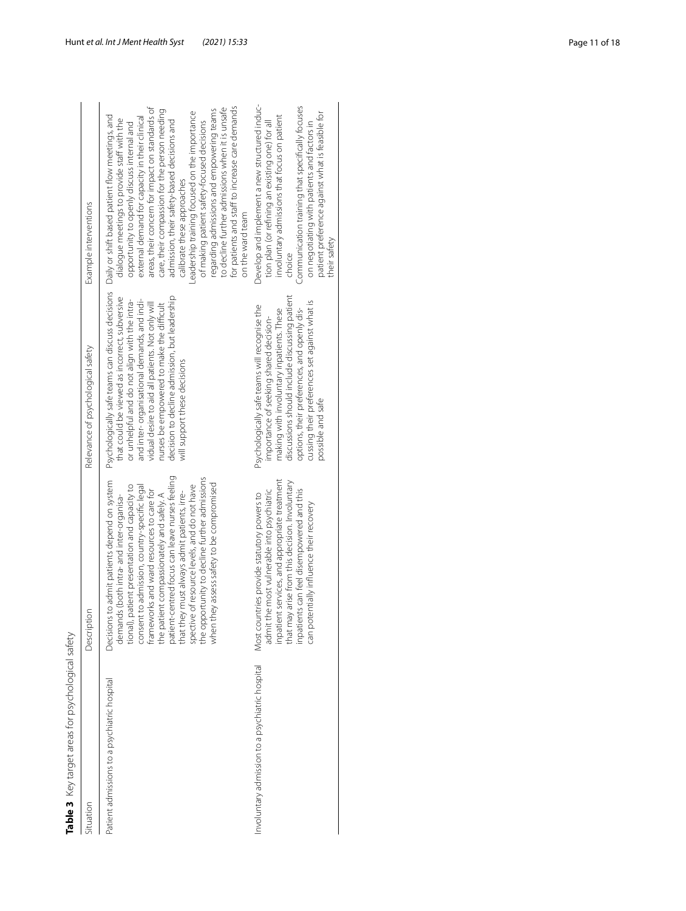**Table 3** Key target areas for psychological safety

| Situation | Description | Relevance of psychological safety | Example interventions |
|---|---|---|---|
| Patient admissions to a psychiatric hospital | Decisions to admit patients depend on system demands (both intra- and inter-organisational), patient presentation and capacity to consent to admission, country-specific legal frameworks and ward resources to care for the patient compassionately and safely. A patient-centred focus can leave nurses feeling that they must always admit patients, irrespective of resource levels, and do not have the opportunity to decline further admissions when they assess safety to be compromised | Psychologically safe teams can discuss decisions that could be viewed as incorrect, subversive or unhelpful and do not align with the intra- and inter- organisational demands, and individual desire to aid all patients. Not only will nurses be empowered to make the difficult decision to decline admission, but leadership will support these decisions | Daily or shift based patient flow meetings, and dialogue meetings to provide staff with the opportunity to openly discuss internal and external demand for capacity in their clinical areas, their concern for impact on standards of care, their compassion for the person needing admission, their safety-based decisions and calibrate these approaches<br>Leadership training focused on the importance of making patient safety-focused decisions regarding admissions and empowering teams to decline further admissions when it is unsafe for patients and staff to increase care demands on the ward team |
| Involuntary admission to a psychiatric hospital | Most countries provide statutory powers to admit the most vulnerable into psychiatric inpatient services, and appropriate treatment that may arise from this decision. Involuntary inpatients can feel disempowered and this can potentially influence their recovery | Psychologically safe teams will recognise the importance of seeking shared decision-making with involuntary inpatients. These discussions should include discussing patient options, their preferences, and openly discussing their preferences set against what is possible and safe | Develop and implement a new structured induction plan (or refining an existing one) for all involuntary admissions that focus on patient choice<br>Communication training that specifically focuses on negotiating with patients and factors in patient preference against what is feasible for their safety |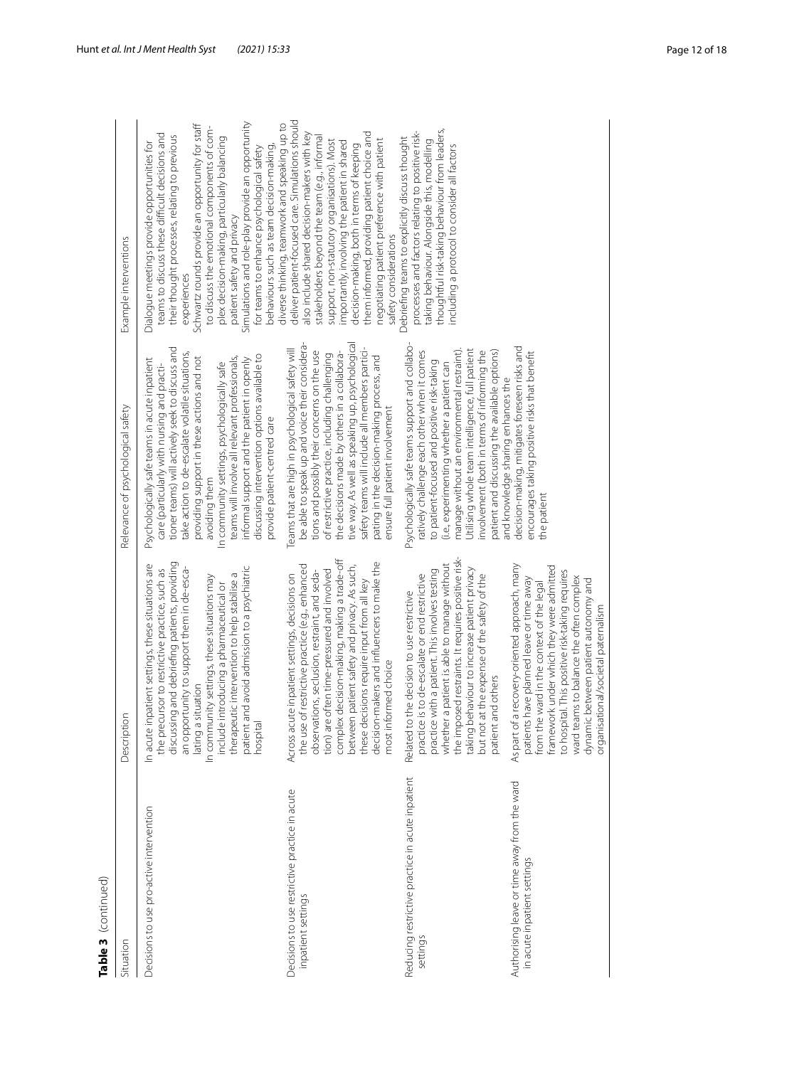**Table 3** (continued)

| Situation | Description | Relevance of psychological safety | Example interventions |
|---|---|---|---|
| Decisions to use pro-active intervention | In acute inpatient settings, these situations are the precursor to restrictive practice, such as discussing and debriefing patients, providing an opportunity to support them in de-escalating a situation<br>In community settings, these situations may include introducing a pharmaceutical or therapeutic intervention to help stabilise a patient and avoid admission to a psychiatric hospital | Psychologically safe teams in acute inpatient care (particularly with nursing and practitioner teams) will actively seek to discuss and take action to de-escalate volatile situations, providing support in these actions and not avoiding them<br>In community settings, psychologically safe teams will involve all relevant professionals, informal support and the patient in openly discussing intervention options available to provide patient-centred care | Dialogue meetings provide opportunities for teams to discuss these difficult decisions and their thought processes, relating to previous experiences<br>Schwartz rounds provide an opportunity for staff to discuss the emotional components of complex decision-making, particularly balancing patient safety and privacy<br>Simulations and role-play provide an opportunity for teams to enhance psychological safety behaviours such as team decision-making, diverse thinking, teamwork and speaking up to deliver patient-focused care. Simulations should also include shared decision-makers with key stakeholders beyond the team (e.g., informal support, non-statutory organisations). Most importantly, involving the patient in shared decision-making, both in terms of keeping them informed, providing patient choice and negotiating patient preference with patient safety considerations |
| Decisions to use restrictive practice in acute inpatient settings | Across acute inpatient settings, decisions on the use of restrictive practice (e.g., enhanced observations, seclusion, restraint, and sedation) are often time-pressured and involved complex decision-making, making a trade-off between patient safety and privacy. As such, these decisions require input from all key decision-makers and influencers to make the most informed choice | Teams that are high in psychological safety will be able to speak up and voice their considerations and possibly their concerns on the use of restrictive practice, including challenging the decisions made by others in a collaborative way. As well as speaking up, psychologically safety teams will include all members participating in the decision-making process, and ensure full patient involvement | |
| Reducing restrictive practice in acute inpatient settings | Related to the decision to use restrictive practice is to de-escalate or end restrictive practice with a patient. This involves testing whether a patient is able to manage without the imposed restraints. It requires positive risk-taking behaviour to increase patient privacy but not at the expense of the safety of the patient and others | Psychologically safe teams support and collaboratively challenge each other when it comes to patient-focused and positive risk-taking (i.e., experimenting whether a patient can manage without an environmental restraint). Utilising whole team intelligence, full patient involvement (both in terms of informing the patient and discussing the available options) and knowledge sharing enhances the decision-making, mitigates foreseen risks and encourages taking positive risks that benefit the patient | Debriefing teams to explicitly discuss thought processes and factors relating to positive risk-taking behaviour. Alongside this, modelling thoughtful risk-taking behaviour from leaders, including a protocol to consider all factors |
| Authorising leave or time away from the ward in acute inpatient settings | As part of a recovery-oriented approach, many patients have planned leave or time away from the ward in the context of the legal framework under which they were admitted to hospital. This positive risk-taking requires ward teams to balance the often complex dynamic between patient autonomy and organisational/societal paternalism | | |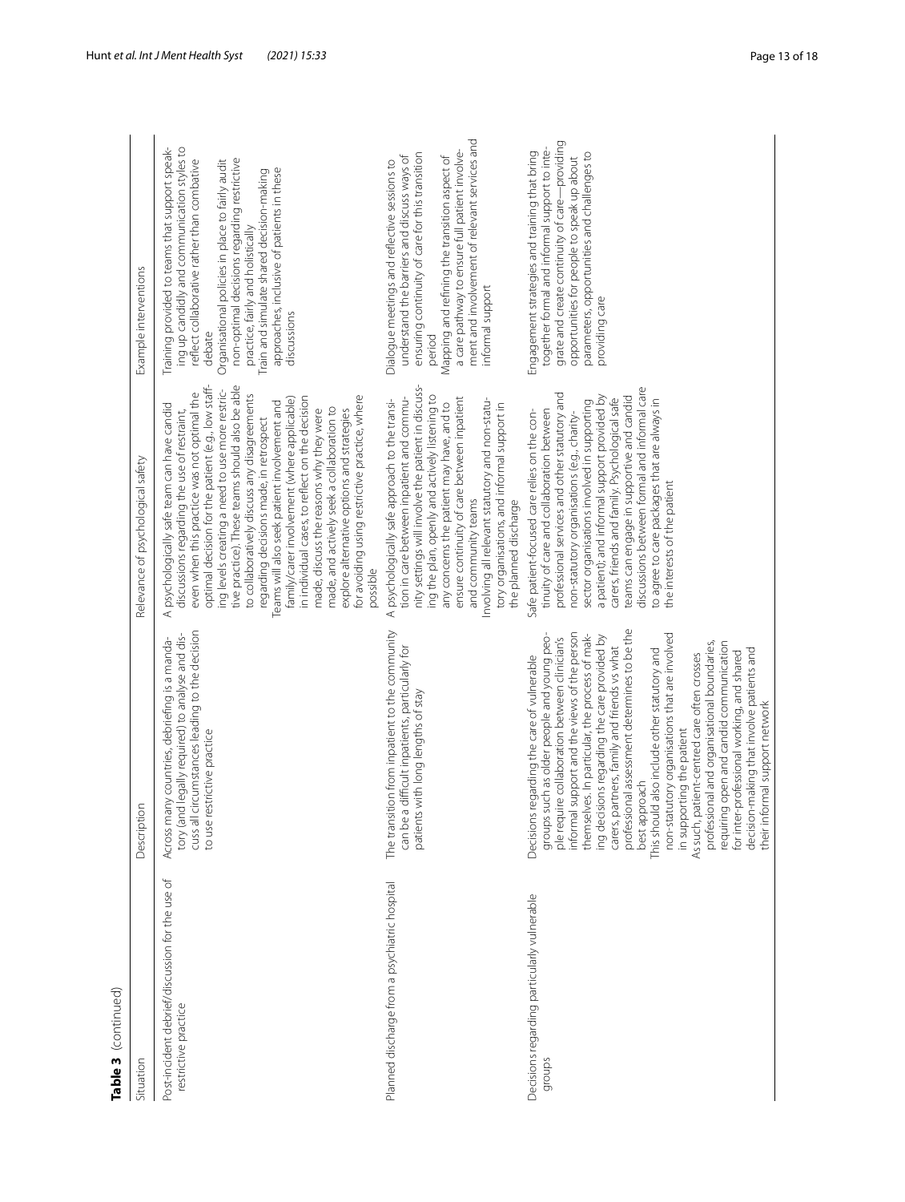**Table 3** (continued)

| Situation | Description | Relevance of psychological safety | Example interventions |
|---|---|---|---|
| Post-incident debrief/discussion for the use of restrictive practice | Across many countries, debriefing is a mandatory (and legally required) to analyse and discuss all circumstances leading to the decision to use restrictive practice | A psychologically safe team can have candid discussions regarding the use of restraint, even when this practice was not optimal the optimal decision for the patient (e.g., low staffing levels creating a need to use more restrictive practice). These teams should also be able to collaboratively discuss any disagreements regarding decisions made, in retrospect<br>Teams will also seek patient involvement and family/carer involvement (where applicable) in individual cases, to reflect on the decision made, discuss the reasons why they were made, and actively seek a collaboration to explore alternative options and strategies for avoiding using restrictive practice, where possible | Training provided to teams that support speaking up candidly and communication styles to reflect collaborative rather than combative debate<br>Organisational policies in place to fairly audit non-optimal decisions regarding restrictive practice, fairly and holistically<br>Train and simulate shared decision-making approaches, inclusive of patients in these discussions |
| Planned discharge from a psychiatric hospital | The transition from inpatient to the community can be a difficult inpatients, particularly for patients with long lengths of stay | A psychologically safe approach to the transition in care between inpatient and community settings will involve the patient in discussing the plan, openly and actively listening to any concerns the patient may have, and to ensure continuity of care between inpatient and community teams<br>Involving all relevant statutory and non-statutory organisations, and informal support in the planned discharge | Dialogue meetings and reflective sessions to understand the barriers and discuss ways of ensuring continuity of care for this transition period<br>Mapping and refining the transition aspect of a care pathway to ensure full patient involvement and involvement of relevant services and informal support |
| Decisions regarding particularly vulnerable groups | Decisions regarding the care of vulnerable groups such as older people and young people require collaboration between clinician's informal support and the views of the person themselves. In particular, the process of making decisions regarding the care provided by carers, partners, family and friends vs what professional assessment determines to be the best approach<br>This should also include other statutory and non-statutory organisations that are involved in supporting the patient<br>As such, patient-centred care often crosses professional and organisational boundaries, requiring open and candid communication for inter-professional working, and shared decision-making that involve patients and their informal support network | Safe patient-focused care relies on the continuity of care and collaboration between professional services and other statutory and non-statutory organisations (e.g., charity-sector organisations involved in supporting a patient); and informal support provided by carers, friends and family. Psychological safe teams can engage in supportive and candid discussions between formal and informal care to agree to care packages that are always in the interests of the patient | Engagement strategies and training that bring together formal and informal support to integrate and create continuity of care—providing opportunities for people to speak up about parameters, opportunities and challenges to providing care |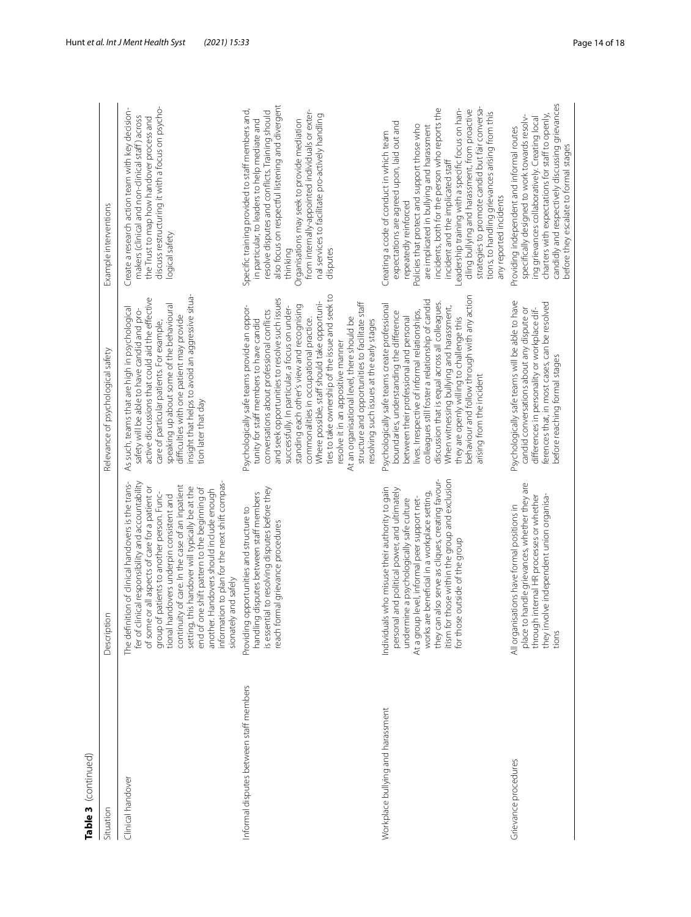**Table 3** (continued)

| Situation | Description | Relevance of psychological safety | Example interventions |
|---|---|---|---|
| Clinical handover | The definition of clinical handovers is the transfer of clinical responsibility and accountability of some or all aspects of care for a patient or group of patients to another person. Functional handovers underpin consistent and continuity of care. In the case of an inpatient setting, this handover will typically be at the end of one shift pattern to the beginning of another. Handovers should include enough information to plan for the next shift compassionately and safely | As such, teams that are high in psychological safety will be able to have candid and proactive discussions that could aid the effective care of particular patients. For example, speaking up about some of the behavioural difficulties with one patient may provide insight that helps to avoid an aggressive situation later that day | Create a research action team with key decision-makers (clinical and non-clinical staff) across the Trust to map how handover process and discuss restructuring it with a focus on psychological safety |
| Informal disputes between staff members | Providing opportunities and structure to handling disputes between staff members is essential to resolving disputes before they reach formal grievance procedures | Psychologically safe teams provide an opportunity for staff members to have candid conversations about professional conflicts and seek opportunities to resolve such issues successfully. In particular, a focus on understanding each other's view and recognising commonalities in occupational practice.<br>Where possible, staff should take opportunities to take ownership of the issue and seek to resolve it in an appositive manner<br>At an organisational level, there should be structure and opportunities to facilitate staff resolving such issues at the early stages | Specific training provided to staff members and, in particular, to leaders to help mediate and resolve disputes and conflicts. Training should also focus on respectful listening and divergent thinking<br>Organisations may seek to provide mediation from internally-appointed individuals or external services to facilitate pro-actively handling disputes |
| Workplace bullying and harassment | Individuals who misuse their authority to gain personal and political power, and ultimately undermine a psychologically safe culture<br>At a group level, informal peer support networks are beneficial in a workplace setting, they can also serve as cliques, creating favouritism for those within the group and exclusion for those outside of the group | Psychologically safe teams create professional boundaries, understanding the difference between their professional and personal lives. Irrespective of informal relationships, colleagues still foster a relationship of candid discussion that is equal across all colleagues. When witnessing bullying and harassment, they are openly willing to challenge this behaviour and follow through with any action arising from the incident | Creating a code of conduct in which team expectations are agreed upon, laid out and repeatedly reinforced<br>Policies that protect and support those who are implicated in bullying and harassment incidents, both for the person who reports the incident and the implicated staff<br>Leadership training with a specific focus on handling bullying and harassment, from proactive strategies to promote candid but fair conversations, to handling grievances arising from this any reported incidents |
| Grievance procedures | All organisations have formal positions in place to handle grievances, whether they are through internal HR processes or whether they involve independent union organisations | Psychologically safe teams will be able to have candid conversations about any dispute or differences in personality or workplace differences that, in most cases, can be resolved before reaching formal stages | Providing independent and informal routes specifically designed to work towards resolving grievances collaboratively. Creating local charters with expectations for staff to openly, candidly and respectively discussing grievances before they escalate to formal stages |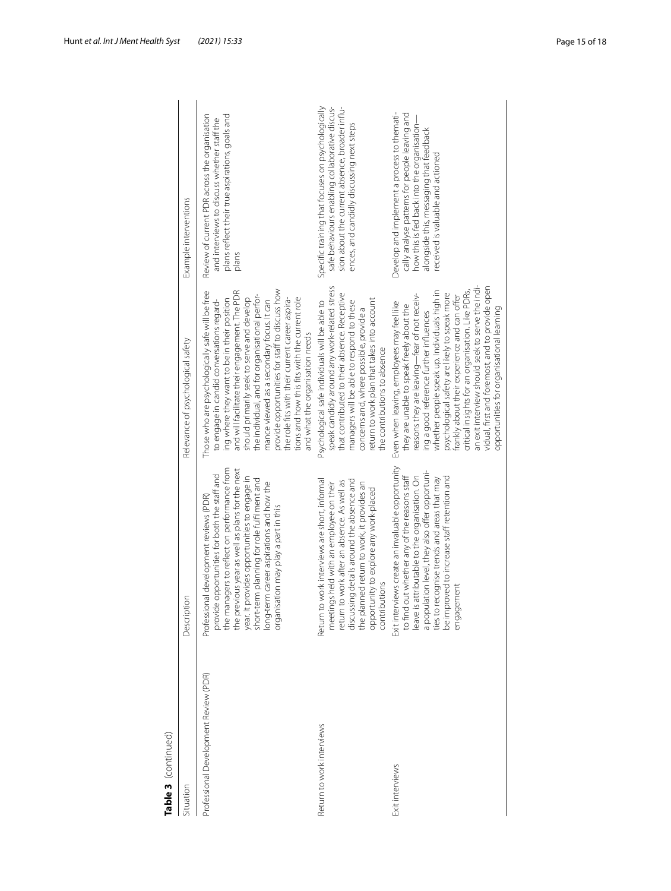**Table 3** (continued)

| Situation | Description | Relevance of psychological safety | Example interventions |
| --- | --- | --- | --- |
| Professional Development Review (PDR) | Professional development reviews (PDR) provide opportunities for both the staff and the managers to reflect on performance from the previous year as well as plans for the next year. It provides opportunities to engage in short-term planning for role fulfilment and long-term career aspirations and how the organisation may play a part in this | Those who are psychologically safe will be free to engage in candid conversations regarding where they want to be in their position and will facilitate their engagement. The PDR should primarily seek to serve and develop the individual, and for organisational performance viewed as a secondary focus. It can provide opportunities for staff to discuss how the role fits with their current career aspirations and how this fits with the current role and what the organisation needs | Review of current PDR across the organisation and interviews to discuss whether staff the plans reflect their true aspirations, goals and plans |
| Return to work interviews | Return to work interviews are short, informal meetings held with an employee on their return to work after an absence. As well as discussing details around the absence and the planned return to work, it provides an opportunity to explore any work-placed contributions | Psychological safe individuals will be able to speak candidly around any work-related stress that contributed to their absence. Receptive managers will be able to respond to these concerns and, where possible, provide a return to work plan that takes into account the contributions to absence | Specific training that focuses on psychologically safe behaviours enabling collaborative discussion about the current absence, broader influences, and candidly discussing next steps |
| Exit interviews | Exit interviews create an invaluable opportunity to find out whether any of the reasons staff leave is attributable to the organisation. On a population level, they also offer opportunities to recognise trends and areas that may be improved to increase staff retention and engagement | Even when leaving, employees may feel like they are unable to speak freely about the reasons they are leaving—fear of not receiving a good reference further influences whether people speak up. Individuals high in psychological safety are likely to speak more frankly about their experience and can offer critical insights for an organisation. Like PDRs, an exit interview should seek to serve the individual, first and foremost, and to provide open opportunities for organisational learning | Develop and implement a process to thematically analyse patterns for people leaving and how this is fed back into the organisation—alongside this, messaging that feedback received is valuable and actioned |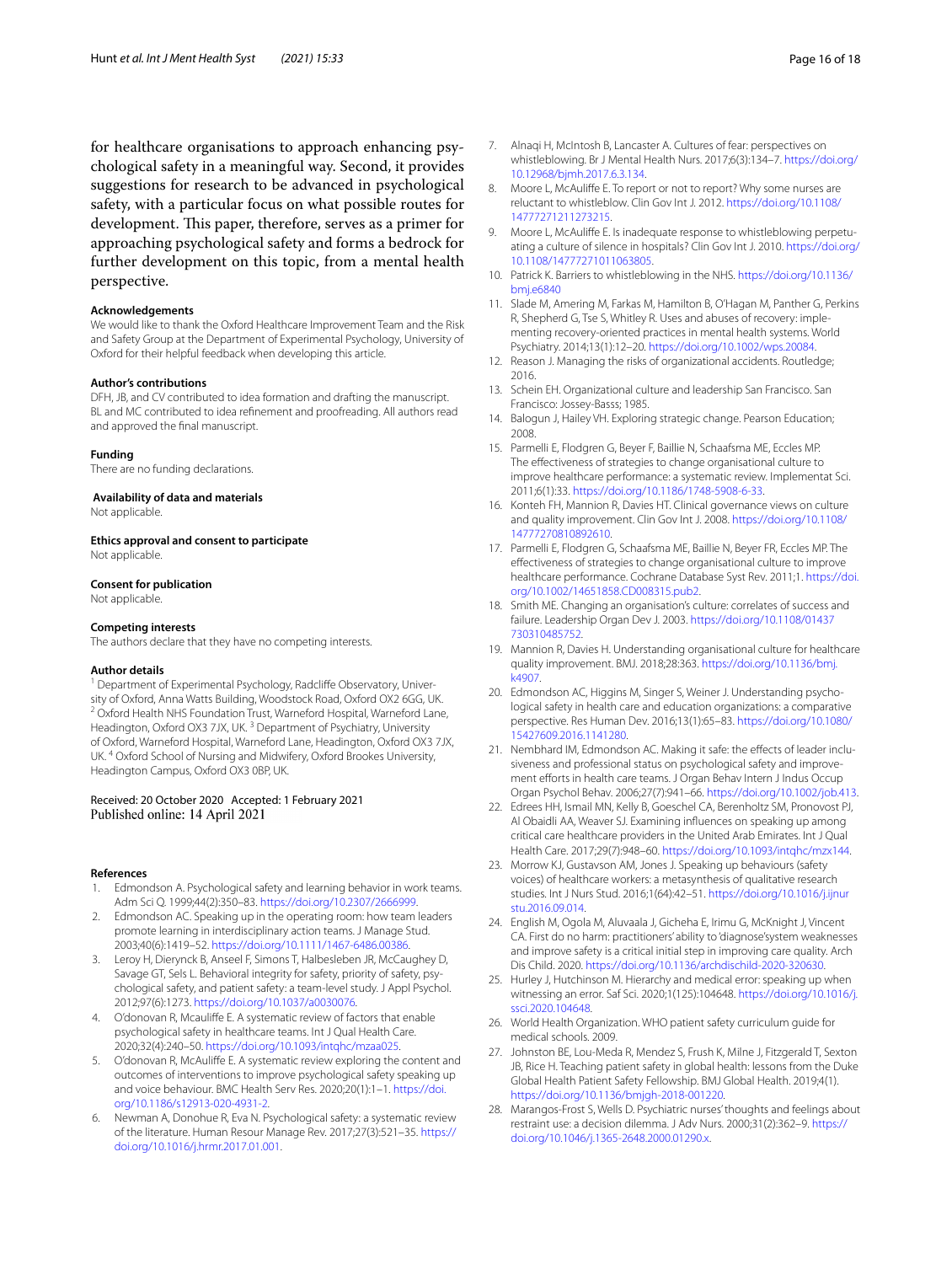for healthcare organisations to approach enhancing psychological safety in a meaningful way. Second, it provides suggestions for research to be advanced in psychological safety, with a particular focus on what possible routes for development. This paper, therefore, serves as a primer for approaching psychological safety and forms a bedrock for further development on this topic, from a mental health perspective.

#### Acknowledgements
We would like to thank the Oxford Healthcare Improvement Team and the Risk and Safety Group at the Department of Experimental Psychology, University of Oxford for their helpful feedback when developing this article.

#### Author's contributions
DFH, JB, and CV contributed to idea formation and drafting the manuscript. BL and MC contributed to idea refinement and proofreading. All authors read and approved the final manuscript.

#### Funding
There are no funding declarations.

#### Availability of data and materials
Not applicable.

#### Ethics approval and consent to participate
Not applicable.

#### Consent for publication
Not applicable.

#### Competing interests
The authors declare that they have no competing interests.

#### Author details
[1] Department of Experimental Psychology, Radcliffe Observatory, University of Oxford, Anna Watts Building, Woodstock Road, Oxford OX2 6GG, UK. [2] Oxford Health NHS Foundation Trust, Warneford Hospital, Warneford Lane, Headington, Oxford OX3 7JX, UK. [3] Department of Psychiatry, University of Oxford, Warneford Hospital, Warneford Lane, Headington, Oxford OX3 7JX, UK. [4] Oxford School of Nursing and Midwifery, Oxford Brookes University, Headington Campus, Oxford OX3 0BP, UK.

Received: 20 October 2020 Accepted: 1 February 2021
Published online: 14 April 2021

#### References

1. Edmondson A. Psychological safety and learning behavior in work teams. Adm Sci Q. 1999;44(2):350–83. https://doi.org/10.2307/2666999.
2. Edmondson AC. Speaking up in the operating room: how team leaders promote learning in interdisciplinary action teams. J Manage Stud. 2003;40(6):1419–52. https://doi.org/10.1111/1467-6486.00386.
3. Leroy H, Dierynck B, Anseel F, Simons T, Halbesleben JR, McCaughey D, Savage GT, Sels L. Behavioral integrity for safety, priority of safety, psychological safety, and patient safety: a team-level study. J Appl Psychol. 2012;97(6):1273. https://doi.org/10.1037/a0030076.
4. O'donovan R, Mcauliffe E. A systematic review of factors that enable psychological safety in healthcare teams. Int J Qual Health Care. 2020;32(4):240–50. https://doi.org/10.1093/intqhc/mzaa025.
5. O'donovan R, McAuliffe E. A systematic review exploring the content and outcomes of interventions to improve psychological safety speaking up and voice behaviour. BMC Health Serv Res. 2020;20(1):1–1. https://doi.org/10.1186/s12913-020-4931-2.
6. Newman A, Donohue R, Eva N. Psychological safety: a systematic review of the literature. Human Resour Manage Rev. 2017;27(3):521–35. https://doi.org/10.1016/j.hrmr.2017.01.001.
7. Alnaqi H, McIntosh B, Lancaster A. Cultures of fear: perspectives on whistleblowing. Br J Mental Health Nurs. 2017;6(3):134–7. https://doi.org/10.12968/bjmh.2017.6.3.134.
8. Moore L, McAuliffe E. To report or not to report? Why some nurses are reluctant to whistleblow. Clin Gov Int J. 2012. https://doi.org/10.1108/14777271211273215.
9. Moore L, McAuliffe E. Is inadequate response to whistleblowing perpetuating a culture of silence in hospitals? Clin Gov Int J. 2010. https://doi.org/10.1108/14777271011063805.
10. Patrick K. Barriers to whistleblowing in the NHS. https://doi.org/10.1136/bmj.e6840
11. Slade M, Amering M, Farkas M, Hamilton B, O'Hagan M, Panther G, Perkins R, Shepherd G, Tse S, Whitley R. Uses and abuses of recovery: implementing recovery-oriented practices in mental health systems. World Psychiatry. 2014;13(1):12–20. https://doi.org/10.1002/wps.20084.
12. Reason J. Managing the risks of organizational accidents. Routledge; 2016.
13. Schein EH. Organizational culture and leadership San Francisco. San Francisco: Jossey-Basss; 1985.
14. Balogun J, Hailey VH. Exploring strategic change. Pearson Education; 2008.
15. Parmelli E, Flodgren G, Beyer F, Baillie N, Schaafsma ME, Eccles MP. The effectiveness of strategies to change organisational culture to improve healthcare performance: a systematic review. Implementat Sci. 2011;6(1):33. https://doi.org/10.1186/1748-5908-6-33.
16. Konteh FH, Mannion R, Davies HT. Clinical governance views on culture and quality improvement. Clin Gov Int J. 2008. https://doi.org/10.1108/14777270810892610.
17. Parmelli E, Flodgren G, Schaafsma ME, Baillie N, Beyer FR, Eccles MP. The effectiveness of strategies to change organisational culture to improve healthcare performance. Cochrane Database Syst Rev. 2011;1. https://doi.org/10.1002/14651858.CD008315.pub2.
18. Smith ME. Changing an organisation's culture: correlates of success and failure. Leadership Organ Dev J. 2003. https://doi.org/10.1108/01437730310485752.
19. Mannion R, Davies H. Understanding organisational culture for healthcare quality improvement. BMJ. 2018;28:363. https://doi.org/10.1136/bmj.k4907.
20. Edmondson AC, Higgins M, Singer S, Weiner J. Understanding psychological safety in health care and education organizations: a comparative perspective. Res Human Dev. 2016;13(1):65–83. https://doi.org/10.1080/15427609.2016.1141280.
21. Nembhard IM, Edmondson AC. Making it safe: the effects of leader inclusiveness and professional status on psychological safety and improvement efforts in health care teams. J Organ Behav Intern J Indus Occup Organ Psychol Behav. 2006;27(7):941–66. https://doi.org/10.1002/job.413.
22. Edrees HH, Ismail MN, Kelly B, Goeschel CA, Berenholtz SM, Pronovost PJ, Al Obaidli AA, Weaver SJ. Examining influences on speaking up among critical care healthcare providers in the United Arab Emirates. Int J Qual Health Care. 2017;29(7):948–60. https://doi.org/10.1093/intqhc/mzx144.
23. Morrow KJ, Gustavson AM, Jones J. Speaking up behaviours (safety voices) of healthcare workers: a metasynthesis of qualitative research studies. Int J Nurs Stud. 2016;1(64):42–51. https://doi.org/10.1016/j.ijnurstu.2016.09.014.
24. English M, Ogola M, Aluvaala J, Gicheha E, Irimu G, McKnight J, Vincent CA. First do no harm: practitioners' ability to 'diagnose'system weaknesses and improve safety is a critical initial step in improving care quality. Arch Dis Child. 2020. https://doi.org/10.1136/archdischild-2020-320630.
25. Hurley J, Hutchinson M. Hierarchy and medical error: speaking up when witnessing an error. Saf Sci. 2020;1(125):104648. https://doi.org/10.1016/j.ssci.2020.104648.
26. World Health Organization. WHO patient safety curriculum guide for medical schools. 2009.
27. Johnston BE, Lou-Meda R, Mendez S, Frush K, Milne J, Fitzgerald T, Sexton JB, Rice H. Teaching patient safety in global health: lessons from the Duke Global Health Patient Safety Fellowship. BMJ Global Health. 2019;4(1). https://doi.org/10.1136/bmjgh-2018-001220.
28. Marangos-Frost S, Wells D. Psychiatric nurses' thoughts and feelings about restraint use: a decision dilemma. J Adv Nurs. 2000;31(2):362–9. https://doi.org/10.1046/j.1365-2648.2000.01290.x.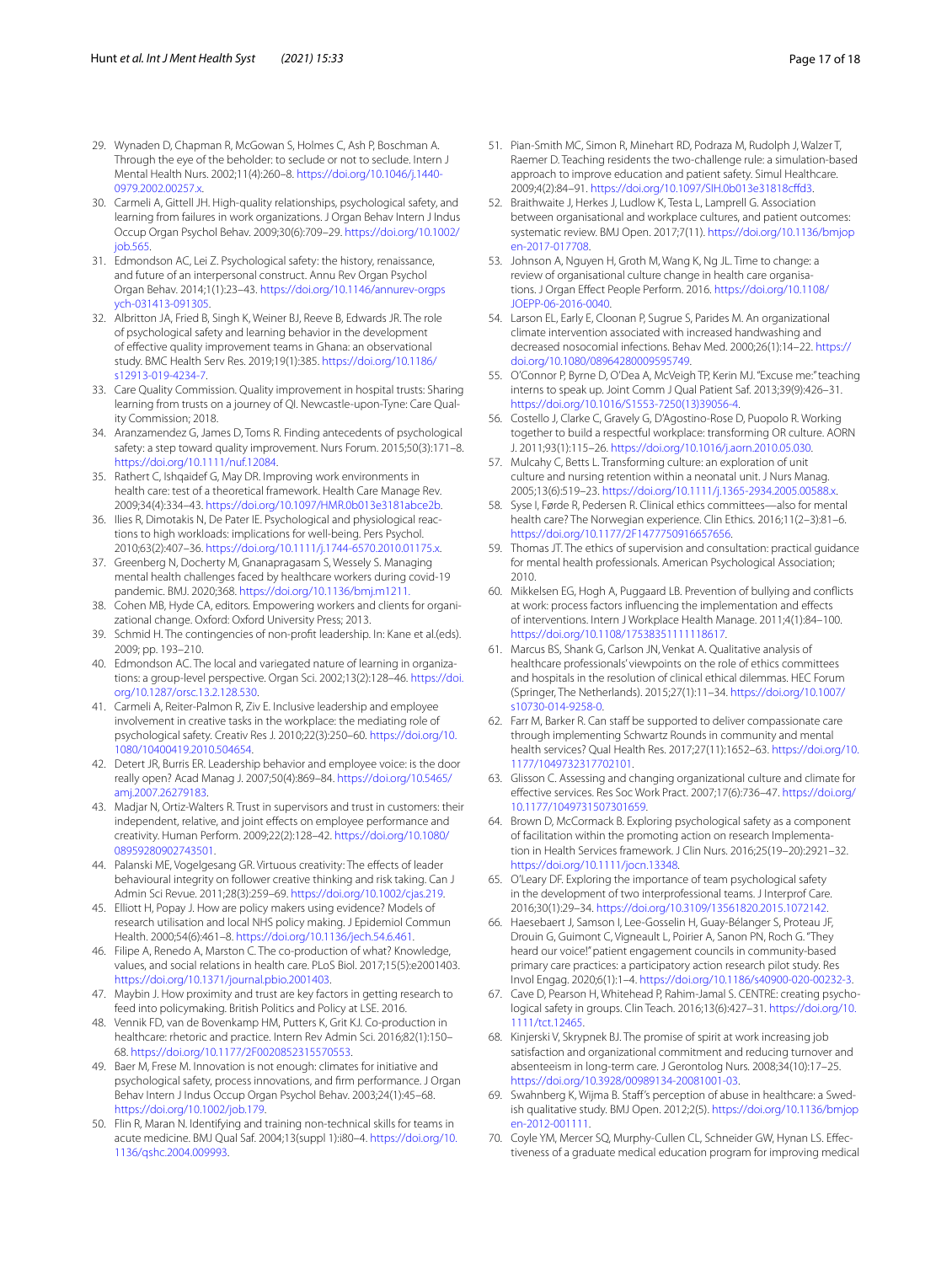29. Wynaden D, Chapman R, McGowan S, Holmes C, Ash P, Boschman A. Through the eye of the beholder: to seclude or not to seclude. Intern J Mental Health Nurs. 2002;11(4):260–8. https://doi.org/10.1046/j.1440-0979.2002.00257.x.
30. Carmeli A, Gittell JH. High-quality relationships, psychological safety, and learning from failures in work organizations. J Organ Behav Intern J Indus Occup Organ Psychol Behav. 2009;30(6):709–29. https://doi.org/10.1002/job.565.
31. Edmondson AC, Lei Z. Psychological safety: the history, renaissance, and future of an interpersonal construct. Annu Rev Organ Psychol Organ Behav. 2014;1(1):23–43. https://doi.org/10.1146/annurev-orgpsych-031413-091305.
32. Albritton JA, Fried B, Singh K, Weiner BJ, Reeve B, Edwards JR. The role of psychological safety and learning behavior in the development of effective quality improvement teams in Ghana: an observational study. BMC Health Serv Res. 2019;19(1):385. https://doi.org/10.1186/s12913-019-4234-7.
33. Care Quality Commission. Quality improvement in hospital trusts: Sharing learning from trusts on a journey of QI. Newcastle-upon-Tyne: Care Quality Commission; 2018.
34. Aranzamendez G, James D, Toms R. Finding antecedents of psychological safety: a step toward quality improvement. Nurs Forum. 2015;50(3):171–8. https://doi.org/10.1111/nuf.12084.
35. Rathert C, Ishqaidef G, May DR. Improving work environments in health care: test of a theoretical framework. Health Care Manage Rev. 2009;34(4):334–43. https://doi.org/10.1097/HMR.0b013e3181abce2b.
36. Ilies R, Dimotakis N, De Pater IE. Psychological and physiological reactions to high workloads: implications for well-being. Pers Psychol. 2010;63(2):407–36. https://doi.org/10.1111/j.1744-6570.2010.01175.x.
37. Greenberg N, Docherty M, Gnanapragasam S, Wessely S. Managing mental health challenges faced by healthcare workers during covid-19 pandemic. BMJ. 2020;368. https://doi.org/10.1136/bmj.m1211.
38. Cohen MB, Hyde CA, editors. Empowering workers and clients for organizational change. Oxford: Oxford University Press; 2013.
39. Schmid H. The contingencies of non-profit leadership. In: Kane et al.(eds). 2009; pp. 193–210.
40. Edmondson AC. The local and variegated nature of learning in organizations: a group-level perspective. Organ Sci. 2002;13(2):128–46. https://doi.org/10.1287/orsc.13.2.128.530.
41. Carmeli A, Reiter-Palmon R, Ziv E. Inclusive leadership and employee involvement in creative tasks in the workplace: the mediating role of psychological safety. Creativ Res J. 2010;22(3):250–60. https://doi.org/10.1080/10400419.2010.504654.
42. Detert JR, Burris ER. Leadership behavior and employee voice: is the door really open? Acad Manag J. 2007;50(4):869–84. https://doi.org/10.5465/amj.2007.26279183.
43. Madjar N, Ortiz-Walters R. Trust in supervisors and trust in customers: their independent, relative, and joint effects on employee performance and creativity. Human Perform. 2009;22(2):128–42. https://doi.org/10.1080/08959280902743501.
44. Palanski ME, Vogelgesang GR. Virtuous creativity: The effects of leader behavioural integrity on follower creative thinking and risk taking. Can J Admin Sci Revue. 2011;28(3):259–69. https://doi.org/10.1002/cjas.219.
45. Elliott H, Popay J. How are policy makers using evidence? Models of research utilisation and local NHS policy making. J Epidemiol Commun Health. 2000;54(6):461–8. https://doi.org/10.1136/jech.54.6.461.
46. Filipe A, Renedo A, Marston C. The co-production of what? Knowledge, values, and social relations in health care. PLoS Biol. 2017;15(5):e2001403. https://doi.org/10.1371/journal.pbio.2001403.
47. Maybin J. How proximity and trust are key factors in getting research to feed into policymaking. British Politics and Policy at LSE. 2016.
48. Vennik FD, van de Bovenkamp HM, Putters K, Grit KJ. Co-production in healthcare: rhetoric and practice. Intern Rev Admin Sci. 2016;82(1):150–68. https://doi.org/10.1177/2F0020852315570553.
49. Baer M, Frese M. Innovation is not enough: climates for initiative and psychological safety, process innovations, and firm performance. J Organ Behav Intern J Indus Occup Organ Psychol Behav. 2003;24(1):45–68. https://doi.org/10.1002/job.179.
50. Flin R, Maran N. Identifying and training non-technical skills for teams in acute medicine. BMJ Qual Saf. 2004;13(suppl 1):i80–4. https://doi.org/10.1136/qshc.2004.009993.
51. Pian-Smith MC, Simon R, Minehart RD, Podraza M, Rudolph J, Walzer T, Raemer D. Teaching residents the two-challenge rule: a simulation-based approach to improve education and patient safety. Simul Healthcare. 2009;4(2):84–91. https://doi.org/10.1097/SIH.0b013e31818cffd3.
52. Braithwaite J, Herkes J, Ludlow K, Testa L, Lamprell G. Association between organisational and workplace cultures, and patient outcomes: systematic review. BMJ Open. 2017;7(11). https://doi.org/10.1136/bmjopen-2017-017708.
53. Johnson A, Nguyen H, Groth M, Wang K, Ng JL. Time to change: a review of organisational culture change in health care organisations. J Organ Effect People Perform. 2016. https://doi.org/10.1108/JOEPP-06-2016-0040.
54. Larson EL, Early E, Cloonan P, Sugrue S, Parides M. An organizational climate intervention associated with increased handwashing and decreased nosocomial infections. Behav Med. 2000;26(1):14–22. https://doi.org/10.1080/08964280009595749.
55. O'Connor P, Byrne D, O'Dea A, McVeigh TP, Kerin MJ. "Excuse me:" teaching interns to speak up. Joint Comm J Qual Patient Saf. 2013;39(9):426–31. https://doi.org/10.1016/S1553-7250(13)39056-4.
56. Costello J, Clarke C, Gravely G, D'Agostino-Rose D, Puopolo R. Working together to build a respectful workplace: transforming OR culture. AORN J. 2011;93(1):115–26. https://doi.org/10.1016/j.aorn.2010.05.030.
57. Mulcahy C, Betts L. Transforming culture: an exploration of unit culture and nursing retention within a neonatal unit. J Nurs Manag. 2005;13(6):519–23. https://doi.org/10.1111/j.1365-2934.2005.00588.x.
58. Syse I, Førde R, Pedersen R. Clinical ethics committees—also for mental health care? The Norwegian experience. Clin Ethics. 2016;11(2–3):81–6. https://doi.org/10.1177/2F1477750916657656.
59. Thomas JT. The ethics of supervision and consultation: practical guidance for mental health professionals. American Psychological Association; 2010.
60. Mikkelsen EG, Hogh A, Puggaard LB. Prevention of bullying and conflicts at work: process factors influencing the implementation and effects of interventions. Intern J Workplace Health Manage. 2011;4(1):84–100. https://doi.org/10.1108/17538351111118617.
61. Marcus BS, Shank G, Carlson JN, Venkat A. Qualitative analysis of healthcare professionals' viewpoints on the role of ethics committees and hospitals in the resolution of clinical ethical dilemmas. HEC Forum (Springer, The Netherlands). 2015;27(1):11–34. https://doi.org/10.1007/s10730-014-9258-0.
62. Farr M, Barker R. Can staff be supported to deliver compassionate care through implementing Schwartz Rounds in community and mental health services? Qual Health Res. 2017;27(11):1652–63. https://doi.org/10.1177/1049732317702101.
63. Glisson C. Assessing and changing organizational culture and climate for effective services. Res Soc Work Pract. 2007;17(6):736–47. https://doi.org/10.1177/1049731507301659.
64. Brown D, McCormack B. Exploring psychological safety as a component of facilitation within the promoting action on research Implementation in Health Services framework. J Clin Nurs. 2016;25(19–20):2921–32. https://doi.org/10.1111/jocn.13348.
65. O'Leary DF. Exploring the importance of team psychological safety in the development of two interprofessional teams. J Interprof Care. 2016;30(1):29–34. https://doi.org/10.3109/13561820.2015.1072142.
66. Haesebaert J, Samson I, Lee-Gosselin H, Guay-Bélanger S, Proteau JF, Drouin G, Guimont C, Vigneault L, Poirier A, Sanon PN, Roch G. "They heard our voice!" patient engagement councils in community-based primary care practices: a participatory action research pilot study. Res Invol Engag. 2020;6(1):1–4. https://doi.org/10.1186/s40900-020-00232-3.
67. Cave D, Pearson H, Whitehead P, Rahim-Jamal S. CENTRE: creating psychological safety in groups. Clin Teach. 2016;13(6):427–31. https://doi.org/10.1111/tct.12465.
68. Kinjerski V, Skrypnek BJ. The promise of spirit at work increasing job satisfaction and organizational commitment and reducing turnover and absenteeism in long-term care. J Gerontolog Nurs. 2008;34(10):17–25. https://doi.org/10.3928/00989134-20081001-03.
69. Swahnberg K, Wijma B. Staff's perception of abuse in healthcare: a Swedish qualitative study. BMJ Open. 2012;2(5). https://doi.org/10.1136/bmjopen-2012-001111.
70. Coyle YM, Mercer SQ, Murphy-Cullen CL, Schneider GW, Hynan LS. Effectiveness of a graduate medical education program for improving medical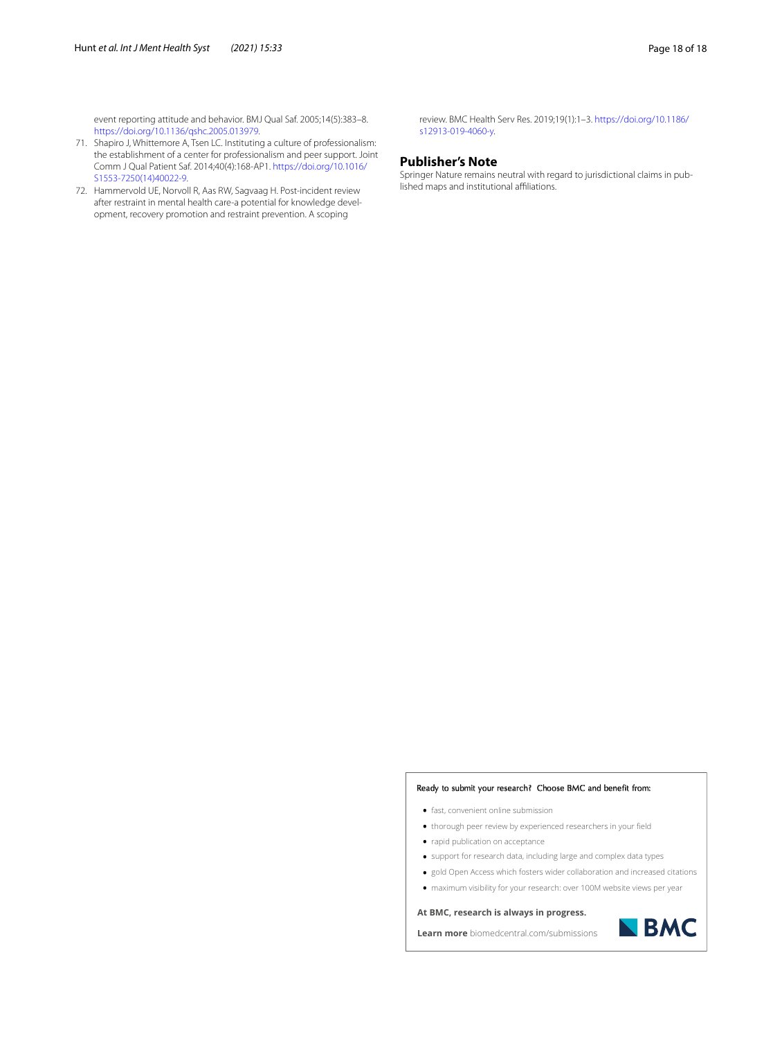event reporting attitude and behavior. BMJ Qual Saf. 2005;14(5):383–8. https://doi.org/10.1136/qshc.2005.013979.

71. Shapiro J, Whittemore A, Tsen LC. Instituting a culture of professionalism: the establishment of a center for professionalism and peer support. Joint Comm J Qual Patient Saf. 2014;40(4):168-AP1. https://doi.org/10.1016/S1553-7250(14)40022-9.
72. Hammervold UE, Norvoll R, Aas RW, Sagvaag H. Post-incident review after restraint in mental health care-a potential for knowledge development, recovery promotion and restraint prevention. A scoping review. BMC Health Serv Res. 2019;19(1):1–3. https://doi.org/10.1186/s12913-019-4060-y.

## Publisher's Note

Springer Nature remains neutral with regard to jurisdictional claims in published maps and institutional affiliations.

Ready to submit your research? Choose BMC and benefit from:

- fast, convenient online submission
- thorough peer review by experienced researchers in your field
- rapid publication on acceptance
- support for research data, including large and complex data types
- gold Open Access which fosters wider collaboration and increased citations
- maximum visibility for your research: over 100M website views per year

**At BMC, research is always in progress.**

**Learn more** biomedcentral.com/submissions

BMC